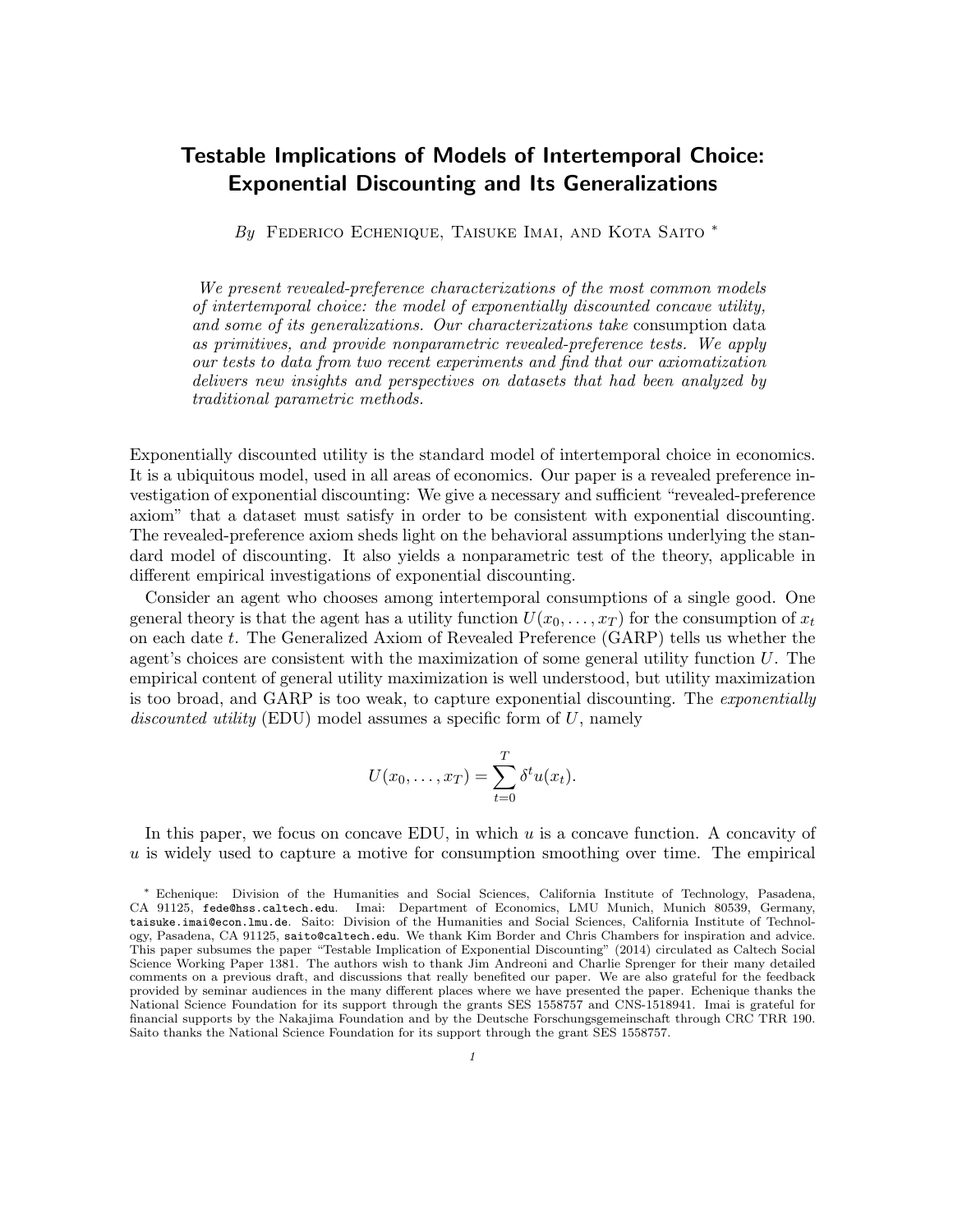# Testable Implications of Models of Intertemporal Choice: Exponential Discounting and Its Generalizations

*By* Federico Echenique, Taisuke Imai, and Kota Saito *

*We present revealed-preference characterizations of the most common models of intertemporal choice: the model of exponentially discounted concave utility, and some of its generalizations. Our characterizations take* consumption data *as primitives, and provide nonparametric revealed-preference tests. We apply our tests to data from two recent experiments and find that our axiomatization delivers new insights and perspectives on datasets that had been analyzed by traditional parametric methods.*

Exponentially discounted utility is the standard model of intertemporal choice in economics. It is a ubiquitous model, used in all areas of economics. Our paper is a revealed preference investigation of exponential discounting: We give a necessary and sufficient "revealed-preference axiom" that a dataset must satisfy in order to be consistent with exponential discounting. The revealed-preference axiom sheds light on the behavioral assumptions underlying the standard model of discounting. It also yields a nonparametric test of the theory, applicable in different empirical investigations of exponential discounting.

Consider an agent who chooses among intertemporal consumptions of a single good. One general theory is that the agent has a utility function $U(x_0, \ldots, x_T)$ for the consumption of $x_t$ on each date $t$. The Generalized Axiom of Revealed Preference (GARP) tells us whether the agent's choices are consistent with the maximization of some general utility function $U$. The empirical content of general utility maximization is well understood, but utility maximization is too broad, and GARP is too weak, to capture exponential discounting. The *exponentially discounted utility* (EDU) model assumes a specific form of $U$, namely

$$U(x_0, \ldots, x_T) = \sum_{t=0}^{T} \delta^t u(x_t).$$

In this paper, we focus on concave EDU, in which $u$ is a concave function. A concavity of $u$ is widely used to capture a motive for consumption smoothing over time. The empirical

* Echenique: Division of the Humanities and Social Sciences, California Institute of Technology, Pasadena, CA 91125, fede@hss.caltech.edu. Imai: Department of Economics, LMU Munich, Munich 80539, Germany, taisuke.imai@econ.lmu.de. Saito: Division of the Humanities and Social Sciences, California Institute of Technology, Pasadena, CA 91125, saito@caltech.edu. We thank Kim Border and Chris Chambers for inspiration and advice. This paper subsumes the paper "Testable Implication of Exponential Discounting" (2014) circulated as Caltech Social Science Working Paper 1381. The authors wish to thank Jim Andreoni and Charlie Sprenger for their many detailed comments on a previous draft, and discussions that really benefited our paper. We are also grateful for the feedback provided by seminar audiences in the many different places where we have presented the paper. Echenique thanks the National Science Foundation for its support through the grants SES 1558757 and CNS-1518941. Imai is grateful for financial supports by the Nakajima Foundation and by the Deutsche Forschungsgemeinschaft through CRC TRR 190. Saito thanks the National Science Foundation for its support through the grant SES 1558757.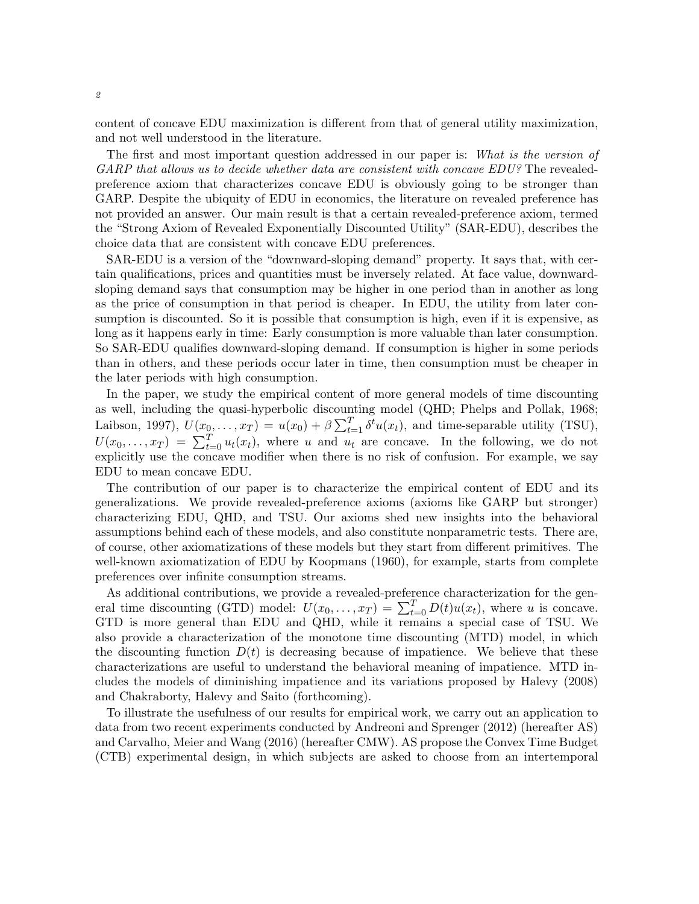content of concave EDU maximization is different from that of general utility maximization, and not well understood in the literature.

The first and most important question addressed in our paper is: *What is the version of GARP that allows us to decide whether data are consistent with concave EDU?* The revealed-preference axiom that characterizes concave EDU is obviously going to be stronger than GARP. Despite the ubiquity of EDU in economics, the literature on revealed preference has not provided an answer. Our main result is that a certain revealed-preference axiom, termed the "Strong Axiom of Revealed Exponentially Discounted Utility" (SAR-EDU), describes the choice data that are consistent with concave EDU preferences.

SAR-EDU is a version of the "downward-sloping demand" property. It says that, with certain qualifications, prices and quantities must be inversely related. At face value, downward-sloping demand says that consumption may be higher in one period than in another as long as the price of consumption in that period is cheaper. In EDU, the utility from later consumption is discounted. So it is possible that consumption is high, even if it is expensive, as long as it happens early in time: Early consumption is more valuable than later consumption. So SAR-EDU qualifies downward-sloping demand. If consumption is higher in some periods than in others, and these periods occur later in time, then consumption must be cheaper in the later periods with high consumption.

In the paper, we study the empirical content of more general models of time discounting as well, including the quasi-hyperbolic discounting model (QHD; Phelps and Pollak, 1968; Laibson, 1997), $U(x_0, \ldots, x_T) = u(x_0) + \beta \sum_{t=1}^{T} \delta^t u(x_t)$, and time-separable utility (TSU), $U(x_0, \ldots, x_T) = \sum_{t=0}^{T} u_t(x_t)$, where $u$ and $u_t$ are concave. In the following, we do not explicitly use the concave modifier when there is no risk of confusion. For example, we say EDU to mean concave EDU.

The contribution of our paper is to characterize the empirical content of EDU and its generalizations. We provide revealed-preference axioms (axioms like GARP but stronger) characterizing EDU, QHD, and TSU. Our axioms shed new insights into the behavioral assumptions behind each of these models, and also constitute nonparametric tests. There are, of course, other axiomatizations of these models but they start from different primitives. The well-known axiomatization of EDU by Koopmans (1960), for example, starts from complete preferences over infinite consumption streams.

As additional contributions, we provide a revealed-preference characterization for the general time discounting (GTD) model: $U(x_0, \ldots, x_T) = \sum_{t=0}^{T} D(t) u(x_t)$, where $u$ is concave. GTD is more general than EDU and QHD, while it remains a special case of TSU. We also provide a characterization of the monotone time discounting (MTD) model, in which the discounting function $D(t)$ is decreasing because of impatience. We believe that these characterizations are useful to understand the behavioral meaning of impatience. MTD includes the models of diminishing impatience and its variations proposed by Halevy (2008) and Chakraborty, Halevy and Saito (forthcoming).

To illustrate the usefulness of our results for empirical work, we carry out an application to data from two recent experiments conducted by Andreoni and Sprenger (2012) (hereafter AS) and Carvalho, Meier and Wang (2016) (hereafter CMW). AS propose the Convex Time Budget (CTB) experimental design, in which subjects are asked to choose from an intertemporal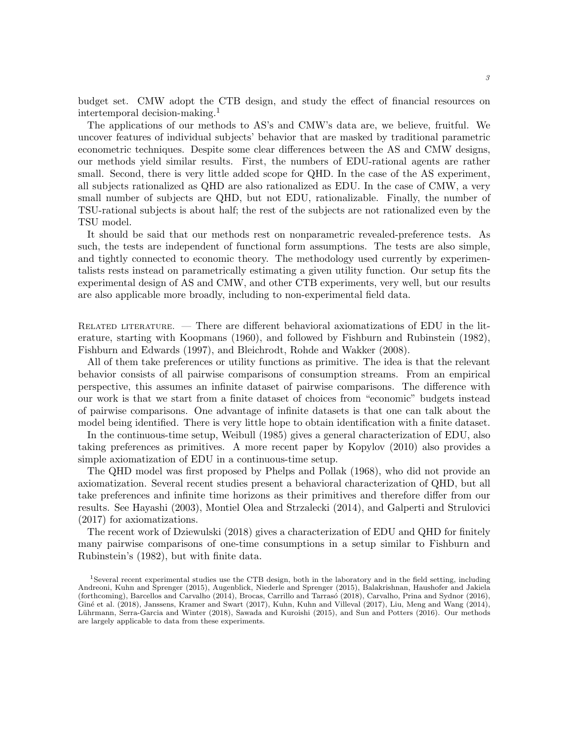budget set. CMW adopt the CTB design, and study the effect of financial resources on intertemporal decision-making.[1]

The applications of our methods to AS's and CMW's data are, we believe, fruitful. We uncover features of individual subjects' behavior that are masked by traditional parametric econometric techniques. Despite some clear differences between the AS and CMW designs, our methods yield similar results. First, the numbers of EDU-rational agents are rather small. Second, there is very little added scope for QHD. In the case of the AS experiment, all subjects rationalized as QHD are also rationalized as EDU. In the case of CMW, a very small number of subjects are QHD, but not EDU, rationalizable. Finally, the number of TSU-rational subjects is about half; the rest of the subjects are not rationalized even by the TSU model.

It should be said that our methods rest on nonparametric revealed-preference tests. As such, the tests are independent of functional form assumptions. The tests are also simple, and tightly connected to economic theory. The methodology used currently by experimentalists rests instead on parametrically estimating a given utility function. Our setup fits the experimental design of AS and CMW, and other CTB experiments, very well, but our results are also applicable more broadly, including to non-experimental field data.

Related literature. — There are different behavioral axiomatizations of EDU in the literature, starting with Koopmans (1960), and followed by Fishburn and Rubinstein (1982), Fishburn and Edwards (1997), and Bleichrodt, Rohde and Wakker (2008).

All of them take preferences or utility functions as primitive. The idea is that the relevant behavior consists of all pairwise comparisons of consumption streams. From an empirical perspective, this assumes an infinite dataset of pairwise comparisons. The difference with our work is that we start from a finite dataset of choices from "economic" budgets instead of pairwise comparisons. One advantage of infinite datasets is that one can talk about the model being identified. There is very little hope to obtain identification with a finite dataset.

In the continuous-time setup, Weibull (1985) gives a general characterization of EDU, also taking preferences as primitives. A more recent paper by Kopylov (2010) also provides a simple axiomatization of EDU in a continuous-time setup.

The QHD model was first proposed by Phelps and Pollak (1968), who did not provide an axiomatization. Several recent studies present a behavioral characterization of QHD, but all take preferences and infinite time horizons as their primitives and therefore differ from our results. See Hayashi (2003), Montiel Olea and Strzalecki (2014), and Galperti and Strulovici (2017) for axiomatizations.

The recent work of Dziewulski (2018) gives a characterization of EDU and QHD for finitely many pairwise comparisons of one-time consumptions in a setup similar to Fishburn and Rubinstein's (1982), but with finite data.

[1] Several recent experimental studies use the CTB design, both in the laboratory and in the field setting, including Andreoni, Kuhn and Sprenger (2015), Augenblick, Niederle and Sprenger (2015), Balakrishnan, Haushofer and Jakiela (forthcoming), Barcellos and Carvalho (2014), Brocas, Carrillo and Tarrasó (2018), Carvalho, Prina and Sydnor (2016), Giné et al. (2018), Janssens, Kramer and Swart (2017), Kuhn, Kuhn and Villeval (2017), Liu, Meng and Wang (2014), Lührmann, Serra-Garcia and Winter (2018), Sawada and Kuroishi (2015), and Sun and Potters (2016). Our methods are largely applicable to data from these experiments.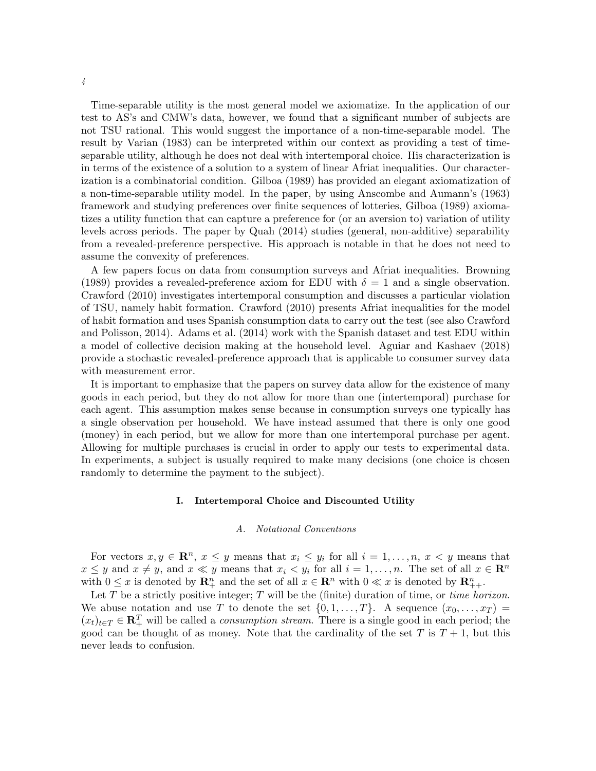Time-separable utility is the most general model we axiomatize. In the application of our test to AS's and CMW's data, however, we found that a significant number of subjects are not TSU rational. This would suggest the importance of a non-time-separable model. The result by Varian (1983) can be interpreted within our context as providing a test of time-separable utility, although he does not deal with intertemporal choice. His characterization is in terms of the existence of a solution to a system of linear Afriat inequalities. Our characterization is a combinatorial condition. Gilboa (1989) has provided an elegant axiomatization of a non-time-separable utility model. In the paper, by using Anscombe and Aumann's (1963) framework and studying preferences over finite sequences of lotteries, Gilboa (1989) axiomatizes a utility function that can capture a preference for (or an aversion to) variation of utility levels across periods. The paper by Quah (2014) studies (general, non-additive) separability from a revealed-preference perspective. His approach is notable in that he does not need to assume the convexity of preferences.

A few papers focus on data from consumption surveys and Afriat inequalities. Browning (1989) provides a revealed-preference axiom for EDU with $\delta = 1$ and a single observation. Crawford (2010) investigates intertemporal consumption and discusses a particular violation of TSU, namely habit formation. Crawford (2010) presents Afriat inequalities for the model of habit formation and uses Spanish consumption data to carry out the test (see also Crawford and Polisson, 2014). Adams et al. (2014) work with the Spanish dataset and test EDU within a model of collective decision making at the household level. Aguiar and Kashaev (2018) provide a stochastic revealed-preference approach that is applicable to consumer survey data with measurement error.

It is important to emphasize that the papers on survey data allow for the existence of many goods in each period, but they do not allow for more than one (intertemporal) purchase for each agent. This assumption makes sense because in consumption surveys one typically has a single observation per household. We have instead assumed that there is only one good (money) in each period, but we allow for more than one intertemporal purchase per agent. Allowing for multiple purchases is crucial in order to apply our tests to experimental data. In experiments, a subject is usually required to make many decisions (one choice is chosen randomly to determine the payment to the subject).

## I. Intertemporal Choice and Discounted Utility

### A. *Notational Conventions*

For vectors $x, y \in \mathbf{R}^n$, $x \leq y$ means that $x_i \leq y_i$ for all $i = 1, \ldots, n$, $x < y$ means that $x \leq y$ and $x \neq y$, and $x \ll y$ means that $x_i < y_i$ for all $i = 1, \ldots, n$. The set of all $x \in \mathbf{R}^n$ with $0 \leq x$ is denoted by $\mathbf{R}^n_+$ and the set of all $x \in \mathbf{R}^n$ with $0 \ll x$ is denoted by $\mathbf{R}^n_{++}$.

Let $T$ be a strictly positive integer; $T$ will be the (finite) duration of time, or *time horizon.* We abuse notation and use $T$ to denote the set $\{0, 1, \ldots, T\}$. A sequence $(x_0, \ldots, x_T) = (x_t)_{t \in T} \in \mathbf{R}^T_+$ will be called a *consumption stream*. There is a single good in each period; the good can be thought of as money. Note that the cardinality of the set $T$ is $T + 1$, but this never leads to confusion.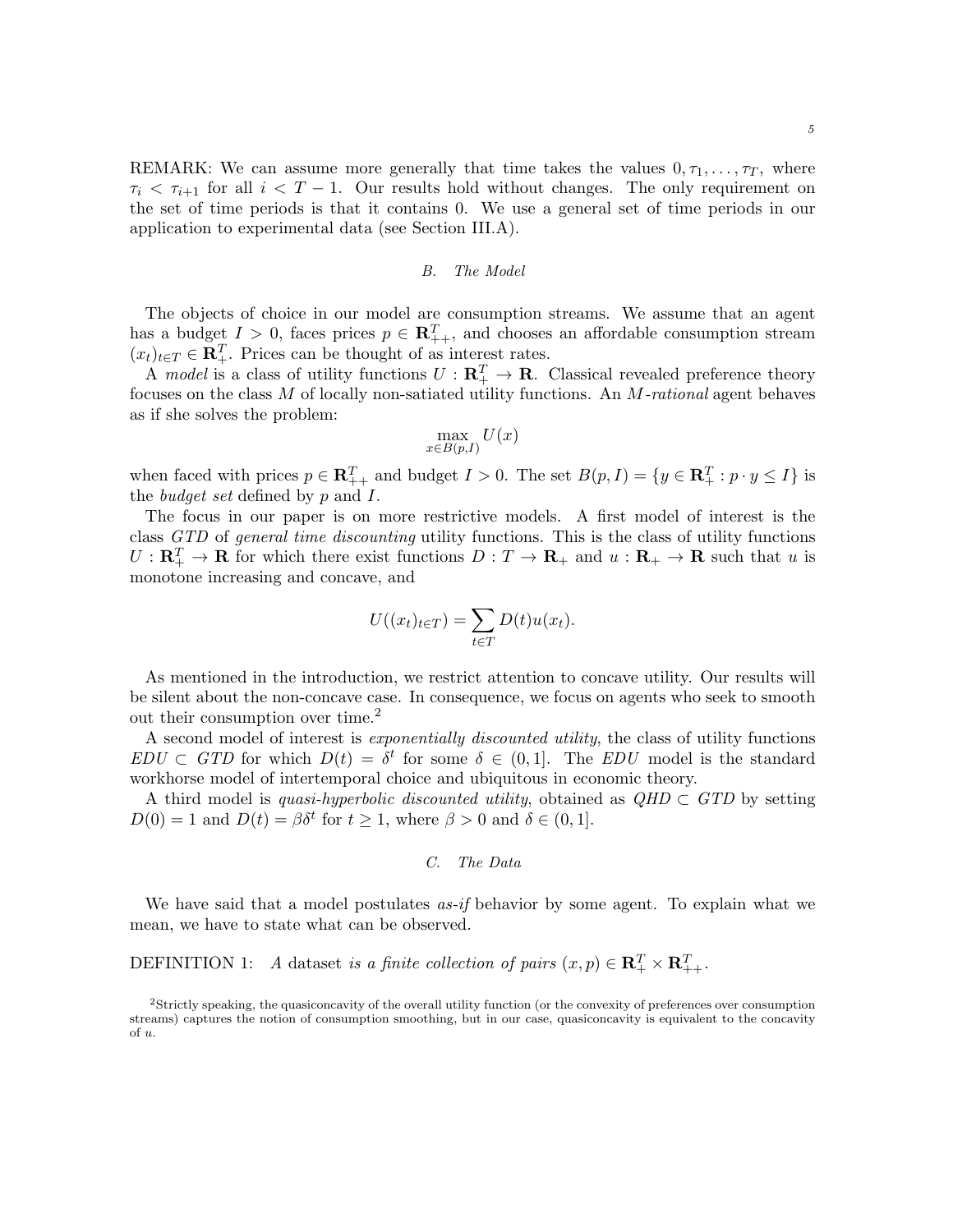REMARK: We can assume more generally that time takes the values $0, \tau_1, \ldots, \tau_T$, where $\tau_i < \tau_{i+1}$ for all $i < T-1$. Our results hold without changes. The only requirement on the set of time periods is that it contains 0. We use a general set of time periods in our application to experimental data (see Section III.A).

### B. The Model

The objects of choice in our model are consumption streams. We assume that an agent has a budget $I > 0$, faces prices $p \in \mathbf{R}^T_{++}$, and chooses an affordable consumption stream $(x_t)_{t \in T} \in \mathbf{R}^T_+$. Prices can be thought of as interest rates.

A *model* is a class of utility functions $U : \mathbf{R}^T_+ \to \mathbf{R}$. Classical revealed preference theory focuses on the class $M$ of locally non-satiated utility functions. An $M$*-rational* agent behaves as if she solves the problem:

$$\max_{x \in B(p,I)} U(x)$$

when faced with prices $p \in \mathbf{R}^T_{++}$ and budget $I > 0$. The set $B(p, I) = \{y \in \mathbf{R}^T_+ : p \cdot y \leq I\}$ is the *budget set* defined by $p$ and $I$.

The focus in our paper is on more restrictive models. A first model of interest is the class $GTD$ of *general time discounting* utility functions. This is the class of utility functions $U : \mathbf{R}^T_+ \to \mathbf{R}$ for which there exist functions $D : T \to \mathbf{R}_+$ and $u : \mathbf{R}_+ \to \mathbf{R}$ such that $u$ is monotone increasing and concave, and

$$U((x_t)_{t \in T}) = \sum_{t \in T} D(t) u(x_t).$$

As mentioned in the introduction, we restrict attention to concave utility. Our results will be silent about the non-concave case. In consequence, we focus on agents who seek to smooth out their consumption over time.[2]

A second model of interest is *exponentially discounted utility*, the class of utility functions $EDU \subset GTD$ for which $D(t) = \delta^t$ for some $\delta \in (0, 1]$. The $EDU$ model is the standard workhorse model of intertemporal choice and ubiquitous in economic theory.

A third model is *quasi-hyperbolic discounted utility*, obtained as $QHD \subset GTD$ by setting $D(0) = 1$ and $D(t) = \beta\delta^t$ for $t \geq 1$, where $\beta > 0$ and $\delta \in (0, 1]$.

### C. The Data

We have said that a model postulates *as-if* behavior by some agent. To explain what we mean, we have to state what can be observed.

DEFINITION 1: *A* dataset *is a finite collection of pairs* $(x, p) \in \mathbf{R}^T_+ \times \mathbf{R}^T_{++}$.

[2] Strictly speaking, the quasiconcavity of the overall utility function (or the convexity of preferences over consumption streams) captures the notion of consumption smoothing, but in our case, quasiconcavity is equivalent to the concavity of $u$.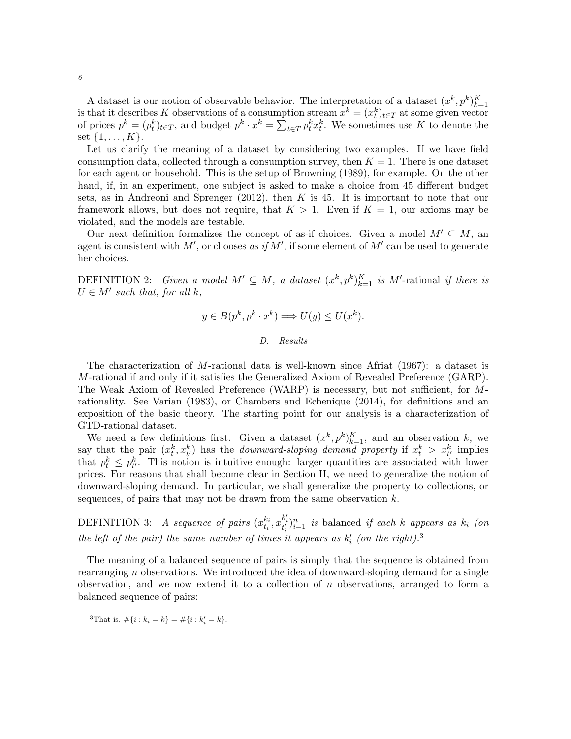A dataset is our notion of observable behavior. The interpretation of a dataset $(x^k, p^k)_{k=1}^K$ is that it describes $K$ observations of a consumption stream $x^k = (x_t^k)_{t \in T}$ at some given vector of prices $p^k = (p_t^k)_{t \in T}$, and budget $p^k \cdot x^k = \sum_{t \in T} p_t^k x_t^k$. We sometimes use $K$ to denote the set $\{1, \ldots, K\}$.

Let us clarify the meaning of a dataset by considering two examples. If we have field consumption data, collected through a consumption survey, then $K = 1$. There is one dataset for each agent or household. This is the setup of Browning (1989), for example. On the other hand, if, in an experiment, one subject is asked to make a choice from 45 different budget sets, as in Andreoni and Sprenger (2012), then $K$ is 45. It is important to note that our framework allows, but does not require, that $K > 1$. Even if $K = 1$, our axioms may be violated, and the models are testable.

Our next definition formalizes the concept of as-if choices. Given a model $M' \subseteq M$, an agent is consistent with $M'$, or chooses *as if* $M'$, if some element of $M'$ can be used to generate her choices.

DEFINITION 2: *Given a model $M' \subseteq M$, a dataset $(x^k, p^k)_{k=1}^K$ is* $M'$-rational *if there is $U \in M'$ such that, for all $k$,*

$$y \in B(p^k, p^k \cdot x^k) \Longrightarrow U(y) \leq U(x^k).$$

### D. *Results*

The characterization of $M$-rational data is well-known since Afriat (1967): a dataset is $M$-rational if and only if it satisfies the Generalized Axiom of Revealed Preference (GARP). The Weak Axiom of Revealed Preference (WARP) is necessary, but not sufficient, for $M$-rationality. See Varian (1983), or Chambers and Echenique (2014), for definitions and an exposition of the basic theory. The starting point for our analysis is a characterization of GTD-rational dataset.

We need a few definitions first. Given a dataset $(x^k, p^k)_{k=1}^K$, and an observation $k$, we say that the pair $(x_t^k, x_{t'}^k)$ has the *downward-sloping demand property* if $x_t^k > x_{t'}^k$ implies that $p_t^k \leq p_{t'}^k$. This notion is intuitive enough: larger quantities are associated with lower prices. For reasons that shall become clear in Section II, we need to generalize the notion of downward-sloping demand. In particular, we shall generalize the property to collections, or sequences, of pairs that may not be drawn from the same observation $k$.

DEFINITION 3: *A sequence of pairs $(x_{t_i}^{k_i}, x_{t'_i}^{k'_i})_{i=1}^n$ is* balanced *if each $k$ appears as $k_i$ (on the left of the pair) the same number of times it appears as $k'_i$ (on the right).*[3]

The meaning of a balanced sequence of pairs is simply that the sequence is obtained from rearranging $n$ observations. We introduced the idea of downward-sloping demand for a single observation, and we now extend it to a collection of $n$ observations, arranged to form a balanced sequence of pairs:

[3] That is, $\#\{i : k_i = k\} = \#\{i : k'_i = k\}$.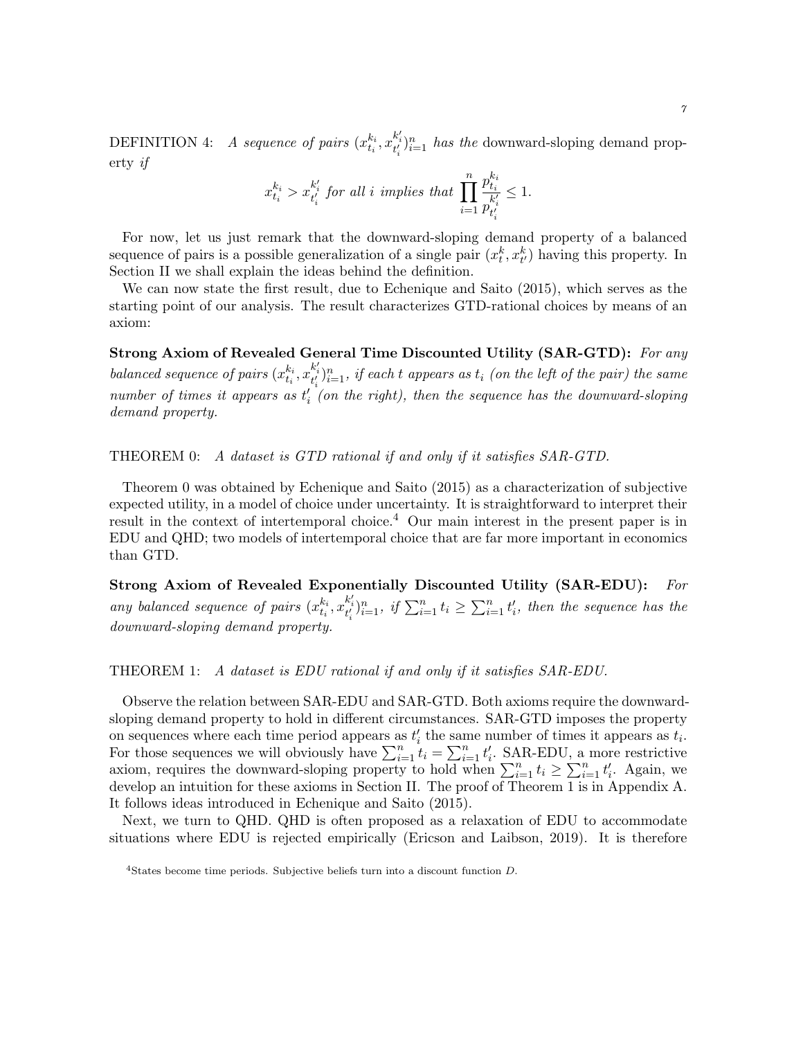DEFINITION 4: *A sequence of pairs* $(x^{k_i}_{t_i}, x^{k'_i}_{t'_i})^n_{i=1}$ *has the* downward-sloping demand property *if*

$$x^{k_i}_{t_i} > x^{k'_i}_{t'_i} \text{ for all } i \text{ implies that } \prod_{i=1}^{n} \frac{p^{k_i}_{t_i}}{p^{k'_i}_{t'_i}} \leq 1.$$

For now, let us just remark that the downward-sloping demand property of a balanced sequence of pairs is a possible generalization of a single pair $(x^k_t, x^k_{t'})$ having this property. In Section II we shall explain the ideas behind the definition.

We can now state the first result, due to Echenique and Saito (2015), which serves as the starting point of our analysis. The result characterizes GTD-rational choices by means of an axiom:

**Strong Axiom of Revealed General Time Discounted Utility (SAR-GTD):** *For any balanced sequence of pairs* $(x^{k_i}_{t_i}, x^{k'_i}_{t'_i})^n_{i=1}$*, if each* $t$ *appears as* $t_i$ *(on the left of the pair) the same number of times it appears as* $t'_i$ *(on the right), then the sequence has the downward-sloping demand property.*

THEOREM 0: *A dataset is GTD rational if and only if it satisfies SAR-GTD.*

Theorem 0 was obtained by Echenique and Saito (2015) as a characterization of subjective expected utility, in a model of choice under uncertainty. It is straightforward to interpret their result in the context of intertemporal choice.[4] Our main interest in the present paper is in EDU and QHD; two models of intertemporal choice that are far more important in economics than GTD.

**Strong Axiom of Revealed Exponentially Discounted Utility (SAR-EDU):** *For any balanced sequence of pairs* $(x^{k_i}_{t_i}, x^{k'_i}_{t'_i})^n_{i=1}$*, if* $\sum_{i=1}^n t_i \geq \sum_{i=1}^n t'_i$*, then the sequence has the downward-sloping demand property.*

THEOREM 1: *A dataset is EDU rational if and only if it satisfies SAR-EDU.*

Observe the relation between SAR-EDU and SAR-GTD. Both axioms require the downward-sloping demand property to hold in different circumstances. SAR-GTD imposes the property on sequences where each time period appears as $t'_i$ the same number of times it appears as $t_i$. For those sequences we will obviously have $\sum_{i=1}^n t_i = \sum_{i=1}^n t'_i$. SAR-EDU, a more restrictive axiom, requires the downward-sloping property to hold when $\sum_{i=1}^n t_i \geq \sum_{i=1}^n t'_i$. Again, we develop an intuition for these axioms in Section II. The proof of Theorem 1 is in Appendix A. It follows ideas introduced in Echenique and Saito (2015).

Next, we turn to QHD. QHD is often proposed as a relaxation of EDU to accommodate situations where EDU is rejected empirically (Ericson and Laibson, 2019). It is therefore

[4] States become time periods. Subjective beliefs turn into a discount function $D$.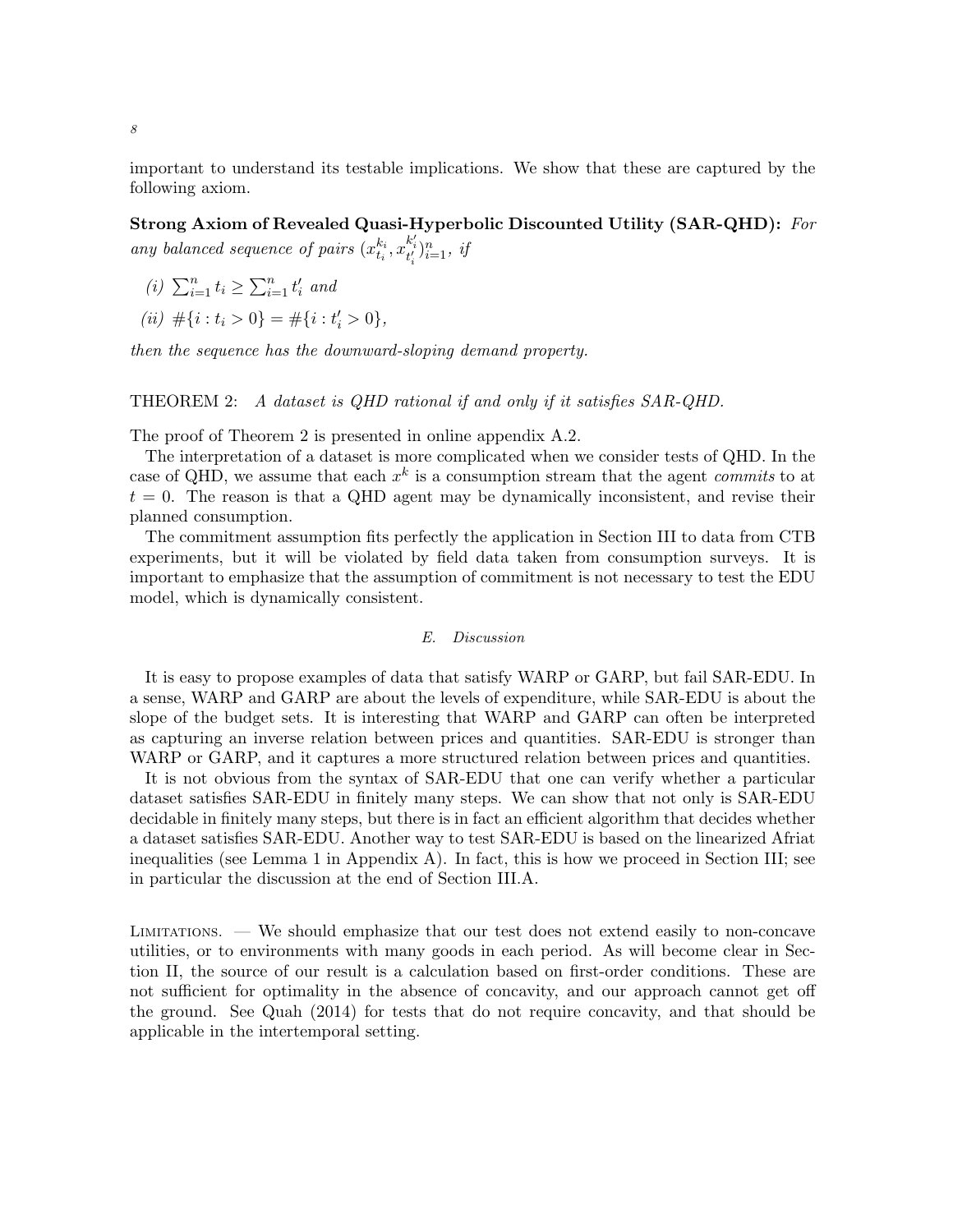important to understand its testable implications. We show that these are captured by the following axiom.

**Strong Axiom of Revealed Quasi-Hyperbolic Discounted Utility (SAR-QHD):** *For any balanced sequence of pairs* $(x^{k_i}_{t_i}, x^{k'_i}_{t'_i})_{i=1}^n$, *if*

*(i)* $\sum_{i=1}^n t_i \geq \sum_{i=1}^n t'_i$ *and*

*(ii)* $\#\{i : t_i > 0\} = \#\{i : t'_i > 0\}$,

*then the sequence has the downward-sloping demand property.*

THEOREM 2: *A dataset is QHD rational if and only if it satisfies SAR-QHD.*

The proof of Theorem 2 is presented in online appendix A.2.

The interpretation of a dataset is more complicated when we consider tests of QHD. In the case of QHD, we assume that each $x^k$ is a consumption stream that the agent *commits* to at $t = 0$. The reason is that a QHD agent may be dynamically inconsistent, and revise their planned consumption.

The commitment assumption fits perfectly the application in Section III to data from CTB experiments, but it will be violated by field data taken from consumption surveys. It is important to emphasize that the assumption of commitment is not necessary to test the EDU model, which is dynamically consistent.

### E. Discussion

It is easy to propose examples of data that satisfy WARP or GARP, but fail SAR-EDU. In a sense, WARP and GARP are about the levels of expenditure, while SAR-EDU is about the slope of the budget sets. It is interesting that WARP and GARP can often be interpreted as capturing an inverse relation between prices and quantities. SAR-EDU is stronger than WARP or GARP, and it captures a more structured relation between prices and quantities.

It is not obvious from the syntax of SAR-EDU that one can verify whether a particular dataset satisfies SAR-EDU in finitely many steps. We can show that not only is SAR-EDU decidable in finitely many steps, but there is in fact an efficient algorithm that decides whether a dataset satisfies SAR-EDU. Another way to test SAR-EDU is based on the linearized Afriat inequalities (see Lemma 1 in Appendix A). In fact, this is how we proceed in Section III; see in particular the discussion at the end of Section III.A.

LIMITATIONS. — We should emphasize that our test does not extend easily to non-concave utilities, or to environments with many goods in each period. As will become clear in Section II, the source of our result is a calculation based on first-order conditions. These are not sufficient for optimality in the absence of concavity, and our approach cannot get off the ground. See Quah (2014) for tests that do not require concavity, and that should be applicable in the intertemporal setting.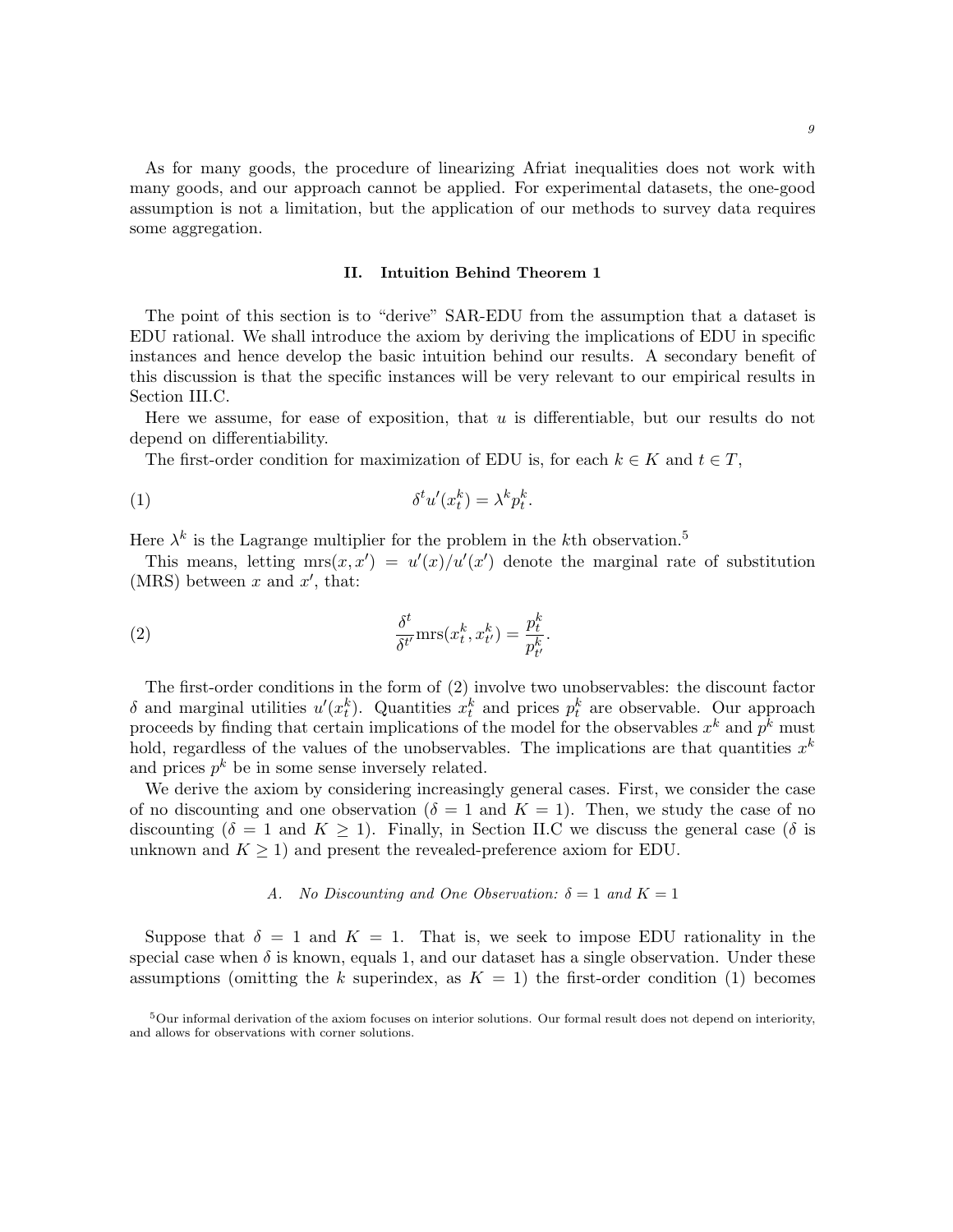As for many goods, the procedure of linearizing Afriat inequalities does not work with many goods, and our approach cannot be applied. For experimental datasets, the one-good assumption is not a limitation, but the application of our methods to survey data requires some aggregation.

## II. Intuition Behind Theorem 1

The point of this section is to "derive" SAR-EDU from the assumption that a dataset is EDU rational. We shall introduce the axiom by deriving the implications of EDU in specific instances and hence develop the basic intuition behind our results. A secondary benefit of this discussion is that the specific instances will be very relevant to our empirical results in Section III.C.

Here we assume, for ease of exposition, that $u$ is differentiable, but our results do not depend on differentiability.

The first-order condition for maximization of EDU is, for each $k \in K$ and $t \in T$,

$$\delta^t u'(x_t^k) = \lambda^k p_t^k. \tag{1}$$

Here $\lambda^k$ is the Lagrange multiplier for the problem in the $k$th observation.[5]

This means, letting $\text{mrs}(x, x') = u'(x)/u'(x')$ denote the marginal rate of substitution (MRS) between $x$ and $x'$, that:

$$\frac{\delta^t}{\delta^{t'}} \text{mrs}(x_t^k, x_{t'}^k) = \frac{p_t^k}{p_{t'}^k}. \tag{2}$$

The first-order conditions in the form of (2) involve two unobservables: the discount factor $\delta$ and marginal utilities $u'(x_t^k)$. Quantities $x_t^k$ and prices $p_t^k$ are observable. Our approach proceeds by finding that certain implications of the model for the observables $x^k$ and $p^k$ must hold, regardless of the values of the unobservables. The implications are that quantities $x^k$ and prices $p^k$ be in some sense inversely related.

We derive the axiom by considering increasingly general cases. First, we consider the case of no discounting and one observation ($\delta = 1$ and $K = 1$). Then, we study the case of no discounting ($\delta = 1$ and $K \geq 1$). Finally, in Section II.C we discuss the general case ($\delta$ is unknown and $K \geq 1$) and present the revealed-preference axiom for EDU.

### A. *No Discounting and One Observation: $\delta = 1$ and $K = 1$*

Suppose that $\delta = 1$ and $K = 1$. That is, we seek to impose EDU rationality in the special case when $\delta$ is known, equals 1, and our dataset has a single observation. Under these assumptions (omitting the $k$ superindex, as $K = 1$) the first-order condition (1) becomes

[5] Our informal derivation of the axiom focuses on interior solutions. Our formal result does not depend on interiority, and allows for observations with corner solutions.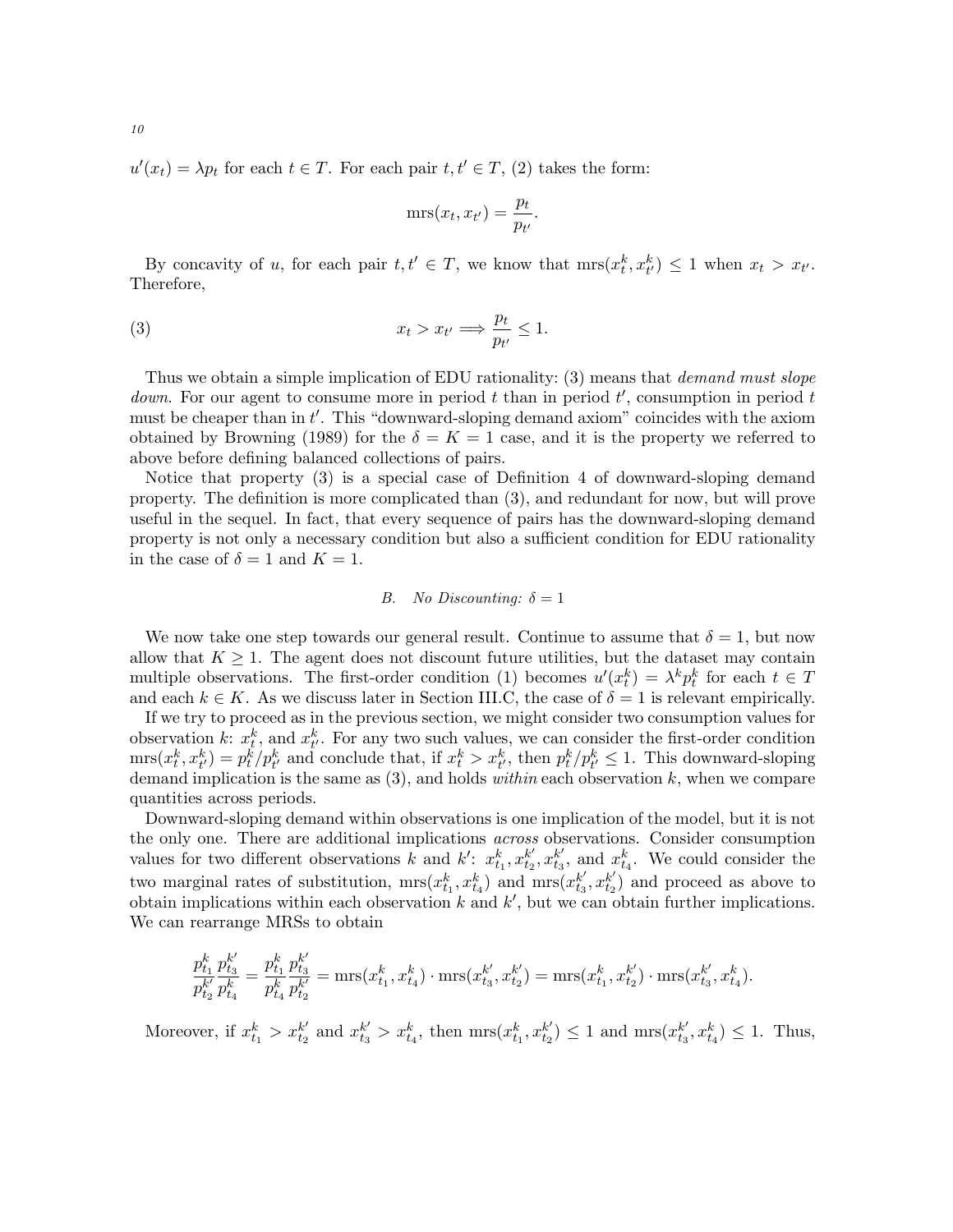$u'(x_t) = \lambda p_t$ for each $t \in T$. For each pair $t, t' \in T$, (2) takes the form:

$$\text{mrs}(x_t, x_{t'}) = \frac{p_t}{p_{t'}}.$$

By concavity of $u$, for each pair $t, t' \in T$, we know that $\text{mrs}(x_t^k, x_{t'}^k) \leq 1$ when $x_t > x_{t'}$. Therefore,

$$x_t > x_{t'} \Longrightarrow \frac{p_t}{p_{t'}} \leq 1. \tag{3}$$

Thus we obtain a simple implication of EDU rationality: (3) means that *demand must slope down*. For our agent to consume more in period $t$ than in period $t'$, consumption in period $t$ must be cheaper than in $t'$. This "downward-sloping demand axiom" coincides with the axiom obtained by Browning (1989) for the $\delta = K = 1$ case, and it is the property we referred to above before defining balanced collections of pairs.

Notice that property (3) is a special case of Definition 4 of downward-sloping demand property. The definition is more complicated than (3), and redundant for now, but will prove useful in the sequel. In fact, that every sequence of pairs has the downward-sloping demand property is not only a necessary condition but also a sufficient condition for EDU rationality in the case of $\delta = 1$ and $K = 1$.

### B. *No Discounting:* $\delta = 1$

We now take one step towards our general result. Continue to assume that $\delta = 1$, but now allow that $K \geq 1$. The agent does not discount future utilities, but the dataset may contain multiple observations. The first-order condition (1) becomes $u'(x_t^k) = \lambda^k p_t^k$ for each $t \in T$ and each $k \in K$. As we discuss later in Section III.C, the case of $\delta = 1$ is relevant empirically.

If we try to proceed as in the previous section, we might consider two consumption values for observation $k$: $x_t^k$, and $x_{t'}^k$. For any two such values, we can consider the first-order condition $\text{mrs}(x_t^k, x_{t'}^k) = p_t^k / p_{t'}^k$ and conclude that, if $x_t^k > x_{t'}^k$, then $p_t^k / p_{t'}^k \leq 1$. This downward-sloping demand implication is the same as (3), and holds *within* each observation $k$, when we compare quantities across periods.

Downward-sloping demand within observations is one implication of the model, but it is not the only one. There are additional implications *across* observations. Consider consumption values for two different observations $k$ and $k'$: $x_{t_1}^k, x_{t_2}^{k'}, x_{t_3}^{k'}$, and $x_{t_4}^k$. We could consider the two marginal rates of substitution, $\text{mrs}(x_{t_1}^k, x_{t_4}^k)$ and $\text{mrs}(x_{t_3}^{k'}, x_{t_2}^{k'})$ and proceed as above to obtain implications within each observation $k$ and $k'$, but we can obtain further implications. We can rearrange MRSs to obtain

$$\frac{p_{t_1}^k}{p_{t_2}^{k'}} \frac{p_{t_3}^{k'}}{p_{t_4}^k} = \frac{p_{t_1}^k}{p_{t_4}^k} \frac{p_{t_3}^{k'}}{p_{t_2}^{k'}} = \text{mrs}(x_{t_1}^k, x_{t_4}^k) \cdot \text{mrs}(x_{t_3}^{k'}, x_{t_2}^{k'}) = \text{mrs}(x_{t_1}^k, x_{t_2}^{k'}) \cdot \text{mrs}(x_{t_3}^{k'}, x_{t_4}^k).$$

Moreover, if $x_{t_1}^k > x_{t_2}^{k'}$ and $x_{t_3}^{k'} > x_{t_4}^k$, then $\text{mrs}(x_{t_1}^k, x_{t_2}^{k'}) \leq 1$ and $\text{mrs}(x_{t_3}^{k'}, x_{t_4}^k) \leq 1$. Thus,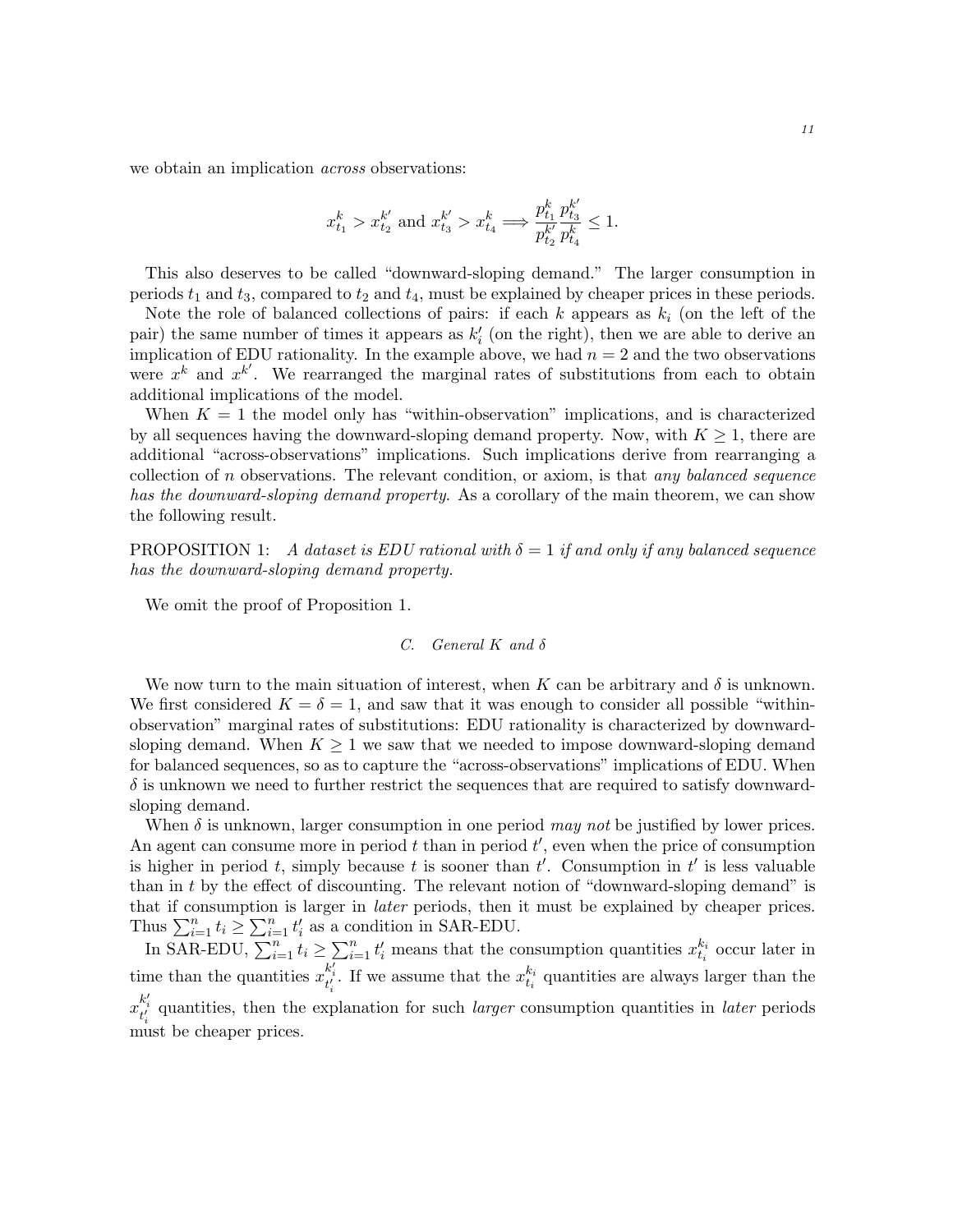we obtain an implication *across* observations:

$$x^k_{t_1} > x^{k'}_{t_2} \text{ and } x^{k'}_{t_3} > x^k_{t_4} \Longrightarrow \frac{p^k_{t_1}}{p^{k'}_{t_2}} \frac{p^{k'}_{t_3}}{p^k_{t_4}} \leq 1.$$

This also deserves to be called "downward-sloping demand." The larger consumption in periods $t_1$ and $t_3$, compared to $t_2$ and $t_4$, must be explained by cheaper prices in these periods.

Note the role of balanced collections of pairs: if each $k$ appears as $k_i$ (on the left of the pair) the same number of times it appears as $k'_i$ (on the right), then we are able to derive an implication of EDU rationality. In the example above, we had $n = 2$ and the two observations were $x^k$ and $x^{k'}$. We rearranged the marginal rates of substitutions from each to obtain additional implications of the model.

When $K = 1$ the model only has "within-observation" implications, and is characterized by all sequences having the downward-sloping demand property. Now, with $K \geq 1$, there are additional "across-observations" implications. Such implications derive from rearranging a collection of $n$ observations. The relevant condition, or axiom, is that *any balanced sequence has the downward-sloping demand property*. As a corollary of the main theorem, we can show the following result.

PROPOSITION 1: *A dataset is EDU rational with $\delta = 1$ if and only if any balanced sequence has the downward-sloping demand property.*

We omit the proof of Proposition 1.

### C. General $K$ and $\delta$

We now turn to the main situation of interest, when $K$ can be arbitrary and $\delta$ is unknown. We first considered $K = \delta = 1$, and saw that it was enough to consider all possible "within-observation" marginal rates of substitutions: EDU rationality is characterized by downward-sloping demand. When $K \geq 1$ we saw that we needed to impose downward-sloping demand for balanced sequences, so as to capture the "across-observations" implications of EDU. When $\delta$ is unknown we need to further restrict the sequences that are required to satisfy downward-sloping demand.

When $\delta$ is unknown, larger consumption in one period *may not* be justified by lower prices. An agent can consume more in period $t$ than in period $t'$, even when the price of consumption is higher in period $t$, simply because $t$ is sooner than $t'$. Consumption in $t'$ is less valuable than in $t$ by the effect of discounting. The relevant notion of "downward-sloping demand" is that if consumption is larger in *later* periods, then it must be explained by cheaper prices. Thus $\sum_{i=1}^n t_i \geq \sum_{i=1}^n t'_i$ as a condition in SAR-EDU.

In SAR-EDU, $\sum_{i=1}^n t_i \geq \sum_{i=1}^n t'_i$ means that the consumption quantities $x^{k_i}_{t_i}$ occur later in time than the quantities $x^{k'_i}_{t'_i}$. If we assume that the $x^{k_i}_{t_i}$ quantities are always larger than the $x^{k'_i}_{t'_i}$ quantities, then the explanation for such *larger* consumption quantities in *later* periods must be cheaper prices.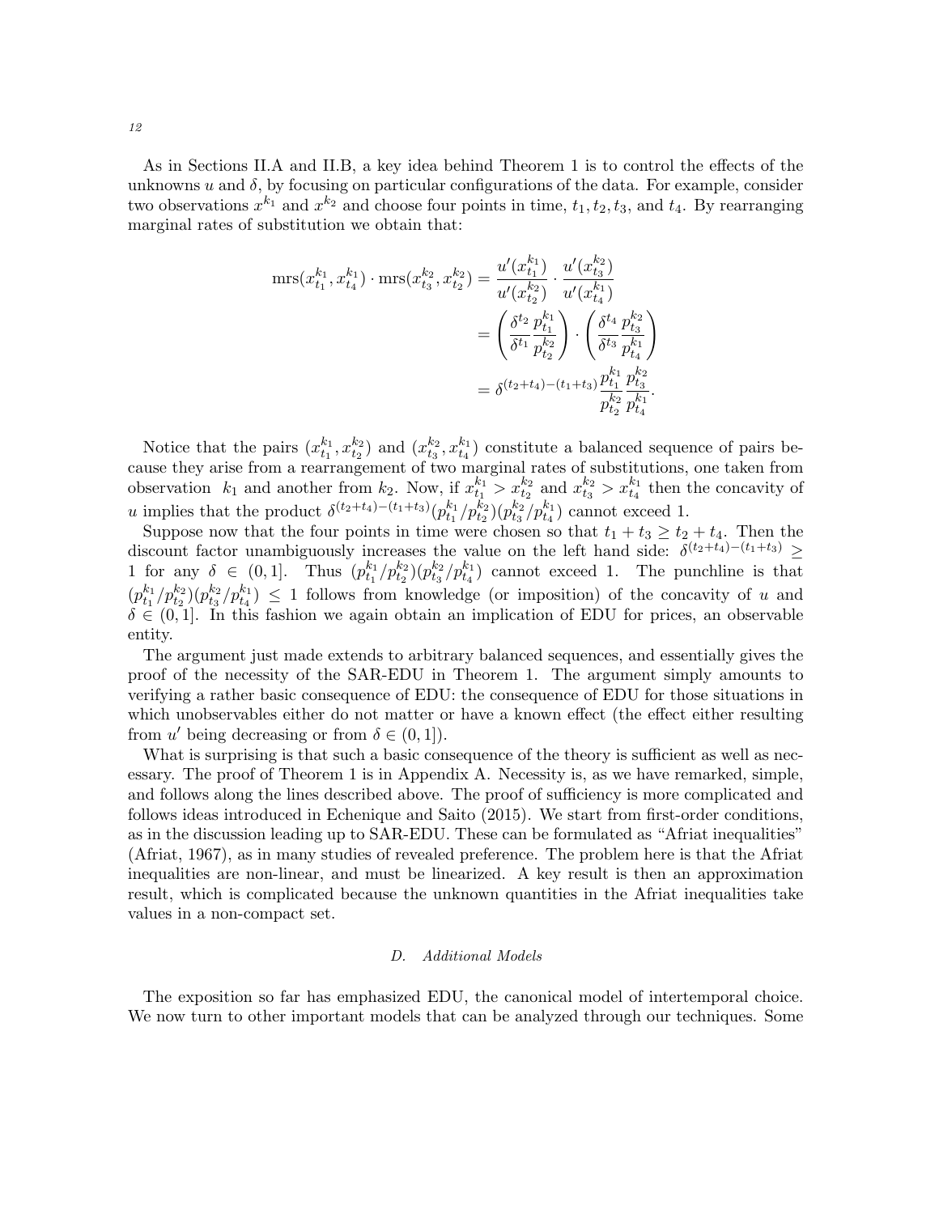As in Sections II.A and II.B, a key idea behind Theorem 1 is to control the effects of the unknowns $u$ and $\delta$, by focusing on particular configurations of the data. For example, consider two observations $x^{k_1}$ and $x^{k_2}$ and choose four points in time, $t_1, t_2, t_3$, and $t_4$. By rearranging marginal rates of substitution we obtain that:

$$
\begin{aligned}
\operatorname{mrs}(x^{k_1}_{t_1}, x^{k_1}_{t_4}) \cdot \operatorname{mrs}(x^{k_2}_{t_3}, x^{k_2}_{t_2}) &= \frac{u'(x^{k_1}_{t_1})}{u'(x^{k_2}_{t_2})} \cdot \frac{u'(x^{k_2}_{t_3})}{u'(x^{k_1}_{t_4})} \\
&= \left( \frac{\delta^{t_2}}{\delta^{t_1}} \frac{p^{k_1}_{t_1}}{p^{k_2}_{t_2}} \right) \cdot \left( \frac{\delta^{t_4}}{\delta^{t_3}} \frac{p^{k_2}_{t_3}}{p^{k_1}_{t_4}} \right) \\
&= \delta^{(t_2+t_4)-(t_1+t_3)} \frac{p^{k_1}_{t_1}}{p^{k_2}_{t_2}} \frac{p^{k_2}_{t_3}}{p^{k_1}_{t_4}}.
\end{aligned}
$$

Notice that the pairs $(x^{k_1}_{t_1}, x^{k_2}_{t_2})$ and $(x^{k_2}_{t_3}, x^{k_1}_{t_4})$ constitute a balanced sequence of pairs because they arise from a rearrangement of two marginal rates of substitutions, one taken from observation $k_1$ and another from $k_2$. Now, if $x^{k_1}_{t_1} > x^{k_2}_{t_2}$ and $x^{k_2}_{t_3} > x^{k_1}_{t_4}$ then the concavity of $u$ implies that the product $\delta^{(t_2+t_4)-(t_1+t_3)}(p^{k_1}_{t_1}/p^{k_2}_{t_2})(p^{k_2}_{t_3}/p^{k_1}_{t_4})$ cannot exceed 1.

Suppose now that the four points in time were chosen so that $t_1 + t_3 \geq t_2 + t_4$. Then the discount factor unambiguously increases the value on the left hand side: $\delta^{(t_2+t_4)-(t_1+t_3)} \geq 1$ for any $\delta \in (0, 1]$. Thus $(p^{k_1}_{t_1}/p^{k_2}_{t_2})(p^{k_2}_{t_3}/p^{k_1}_{t_4})$ cannot exceed 1. The punchline is that $(p^{k_1}_{t_1}/p^{k_2}_{t_2})(p^{k_2}_{t_3}/p^{k_1}_{t_4}) \leq 1$ follows from knowledge (or imposition) of the concavity of $u$ and $\delta \in (0, 1]$. In this fashion we again obtain an implication of EDU for prices, an observable entity.

The argument just made extends to arbitrary balanced sequences, and essentially gives the proof of the necessity of the SAR-EDU in Theorem 1. The argument simply amounts to verifying a rather basic consequence of EDU: the consequence of EDU for those situations in which unobservables either do not matter or have a known effect (the effect either resulting from $u'$ being decreasing or from $\delta \in (0, 1]$).

What is surprising is that such a basic consequence of the theory is sufficient as well as necessary. The proof of Theorem 1 is in Appendix A. Necessity is, as we have remarked, simple, and follows along the lines described above. The proof of sufficiency is more complicated and follows ideas introduced in Echenique and Saito (2015). We start from first-order conditions, as in the discussion leading up to SAR-EDU. These can be formulated as "Afriat inequalities" (Afriat, 1967), as in many studies of revealed preference. The problem here is that the Afriat inequalities are non-linear, and must be linearized. A key result is then an approximation result, which is complicated because the unknown quantities in the Afriat inequalities take values in a non-compact set.

### D. Additional Models

The exposition so far has emphasized EDU, the canonical model of intertemporal choice. We now turn to other important models that can be analyzed through our techniques. Some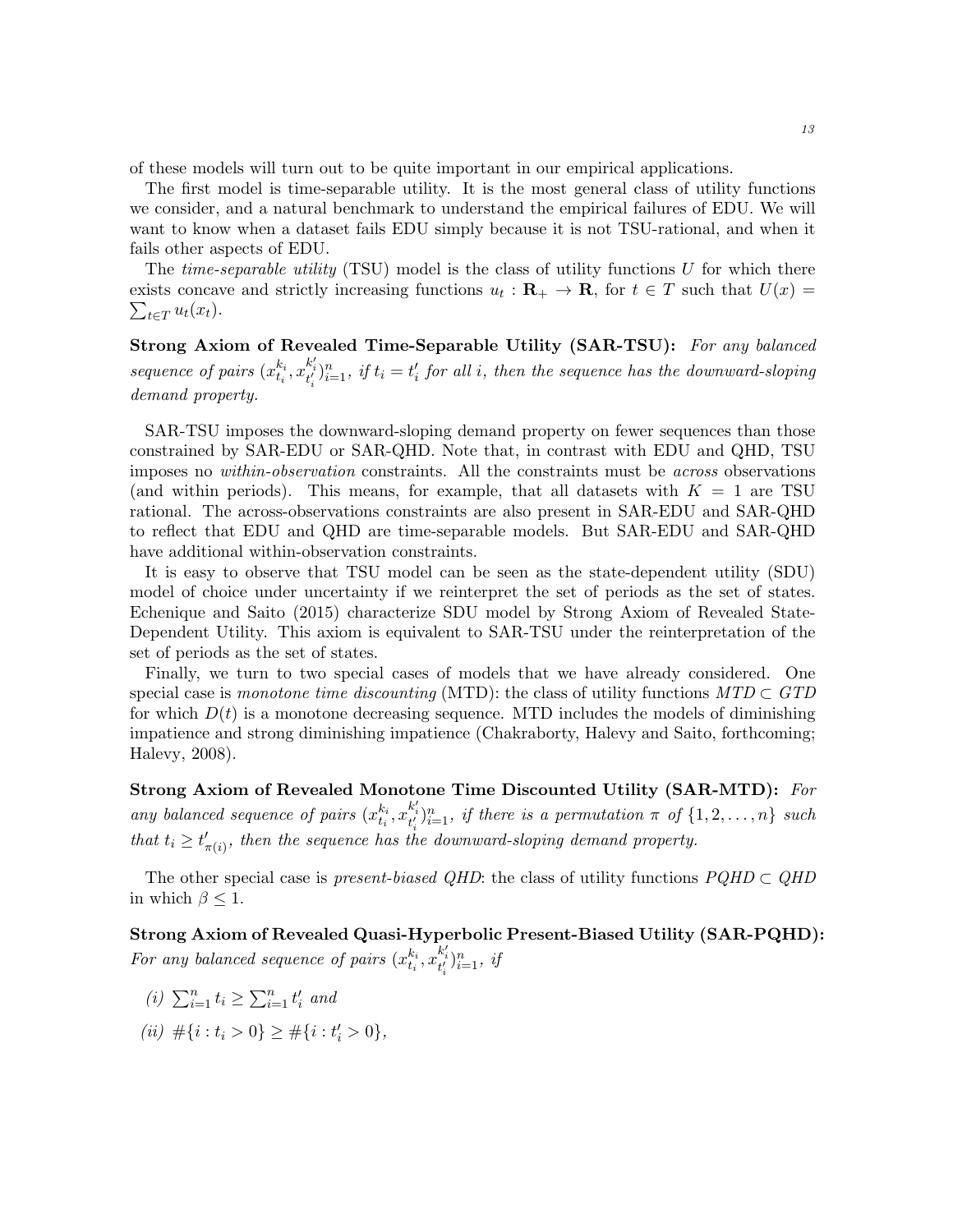of these models will turn out to be quite important in our empirical applications.

The first model is time-separable utility. It is the most general class of utility functions we consider, and a natural benchmark to understand the empirical failures of EDU. We will want to know when a dataset fails EDU simply because it is not TSU-rational, and when it fails other aspects of EDU.

The *time-separable utility* (TSU) model is the class of utility functions $U$ for which there exists concave and strictly increasing functions $u_t : \mathbf{R}_+ \to \mathbf{R}$, for $t \in T$ such that $U(x) = \sum_{t \in T} u_t(x_t)$.

**Strong Axiom of Revealed Time-Separable Utility (SAR-TSU):** *For any balanced sequence of pairs $(x^{k_i}_{t_i}, x^{k'_i}_{t'_i})_{i=1}^n$, if $t_i = t'_i$ for all $i$, then the sequence has the downward-sloping demand property.*

SAR-TSU imposes the downward-sloping demand property on fewer sequences than those constrained by SAR-EDU or SAR-QHD. Note that, in contrast with EDU and QHD, TSU imposes no *within-observation* constraints. All the constraints must be *across* observations (and within periods). This means, for example, that all datasets with $K = 1$ are TSU rational. The across-observations constraints are also present in SAR-EDU and SAR-QHD to reflect that EDU and QHD are time-separable models. But SAR-EDU and SAR-QHD have additional within-observation constraints.

It is easy to observe that TSU model can be seen as the state-dependent utility (SDU) model of choice under uncertainty if we reinterpret the set of periods as the set of states. Echenique and Saito (2015) characterize SDU model by Strong Axiom of Revealed State-Dependent Utility. This axiom is equivalent to SAR-TSU under the reinterpretation of the set of periods as the set of states.

Finally, we turn to two special cases of models that we have already considered. One special case is *monotone time discounting* (MTD): the class of utility functions $MTD \subset GTD$ for which $D(t)$ is a monotone decreasing sequence. MTD includes the models of diminishing impatience and strong diminishing impatience (Chakraborty, Halevy and Saito, forthcoming; Halevy, 2008).

**Strong Axiom of Revealed Monotone Time Discounted Utility (SAR-MTD):** *For any balanced sequence of pairs $(x^{k_i}_{t_i}, x^{k'_i}_{t'_i})_{i=1}^n$, if there is a permutation $\pi$ of $\{1, 2, \ldots, n\}$ such that $t_i \geq t'_{\pi(i)}$, then the sequence has the downward-sloping demand property.*

The other special case is *present-biased QHD*: the class of utility functions $PQHD \subset QHD$ in which $\beta \leq 1$.

**Strong Axiom of Revealed Quasi-Hyperbolic Present-Biased Utility (SAR-PQHD):** *For any balanced sequence of pairs $(x^{k_i}_{t_i}, x^{k'_i}_{t'_i})_{i=1}^n$, if*

*(i)* $\sum_{i=1}^n t_i \geq \sum_{i=1}^n t'_i$ *and*

*(ii)* $\#\{i : t_i > 0\} \geq \#\{i : t'_i > 0\}$,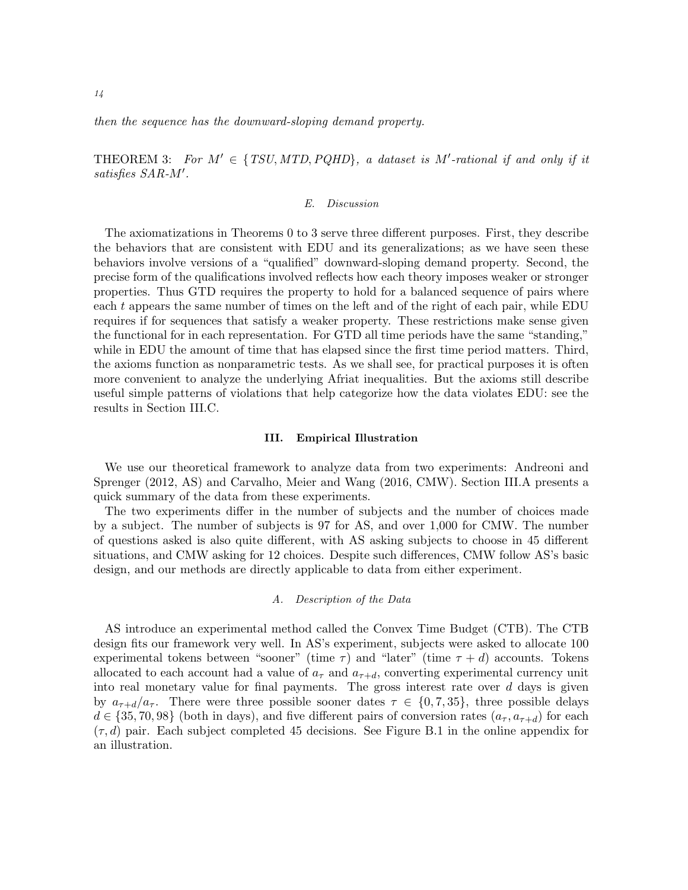*then the sequence has the downward-sloping demand property.*

THEOREM 3: *For $M' \in \{TSU, MTD, PQHD\}$, a dataset is $M'$-rational if and only if it satisfies SAR-$M'$.*

### *E. Discussion*

The axiomatizations in Theorems 0 to 3 serve three different purposes. First, they describe the behaviors that are consistent with EDU and its generalizations; as we have seen these behaviors involve versions of a "qualified" downward-sloping demand property. Second, the precise form of the qualifications involved reflects how each theory imposes weaker or stronger properties. Thus GTD requires the property to hold for a balanced sequence of pairs where each $t$ appears the same number of times on the left and of the right of each pair, while EDU requires if for sequences that satisfy a weaker property. These restrictions make sense given the functional for in each representation. For GTD all time periods have the same "standing," while in EDU the amount of time that has elapsed since the first time period matters. Third, the axioms function as nonparametric tests. As we shall see, for practical purposes it is often more convenient to analyze the underlying Afriat inequalities. But the axioms still describe useful simple patterns of violations that help categorize how the data violates EDU: see the results in Section III.C.

## III. Empirical Illustration

We use our theoretical framework to analyze data from two experiments: Andreoni and Sprenger (2012, AS) and Carvalho, Meier and Wang (2016, CMW). Section III.A presents a quick summary of the data from these experiments.

The two experiments differ in the number of subjects and the number of choices made by a subject. The number of subjects is 97 for AS, and over 1,000 for CMW. The number of questions asked is also quite different, with AS asking subjects to choose in 45 different situations, and CMW asking for 12 choices. Despite such differences, CMW follow AS's basic design, and our methods are directly applicable to data from either experiment.

### *A. Description of the Data*

AS introduce an experimental method called the Convex Time Budget (CTB). The CTB design fits our framework very well. In AS's experiment, subjects were asked to allocate 100 experimental tokens between "sooner" (time $\tau$) and "later" (time $\tau + d$) accounts. Tokens allocated to each account had a value of $a_\tau$ and $a_{\tau+d}$, converting experimental currency unit into real monetary value for final payments. The gross interest rate over $d$ days is given by $a_{\tau+d}/a_\tau$. There were three possible sooner dates $\tau \in \{0, 7, 35\}$, three possible delays $d \in \{35, 70, 98\}$ (both in days), and five different pairs of conversion rates $(a_\tau, a_{\tau+d})$ for each $(\tau, d)$ pair. Each subject completed 45 decisions. See Figure B.1 in the online appendix for an illustration.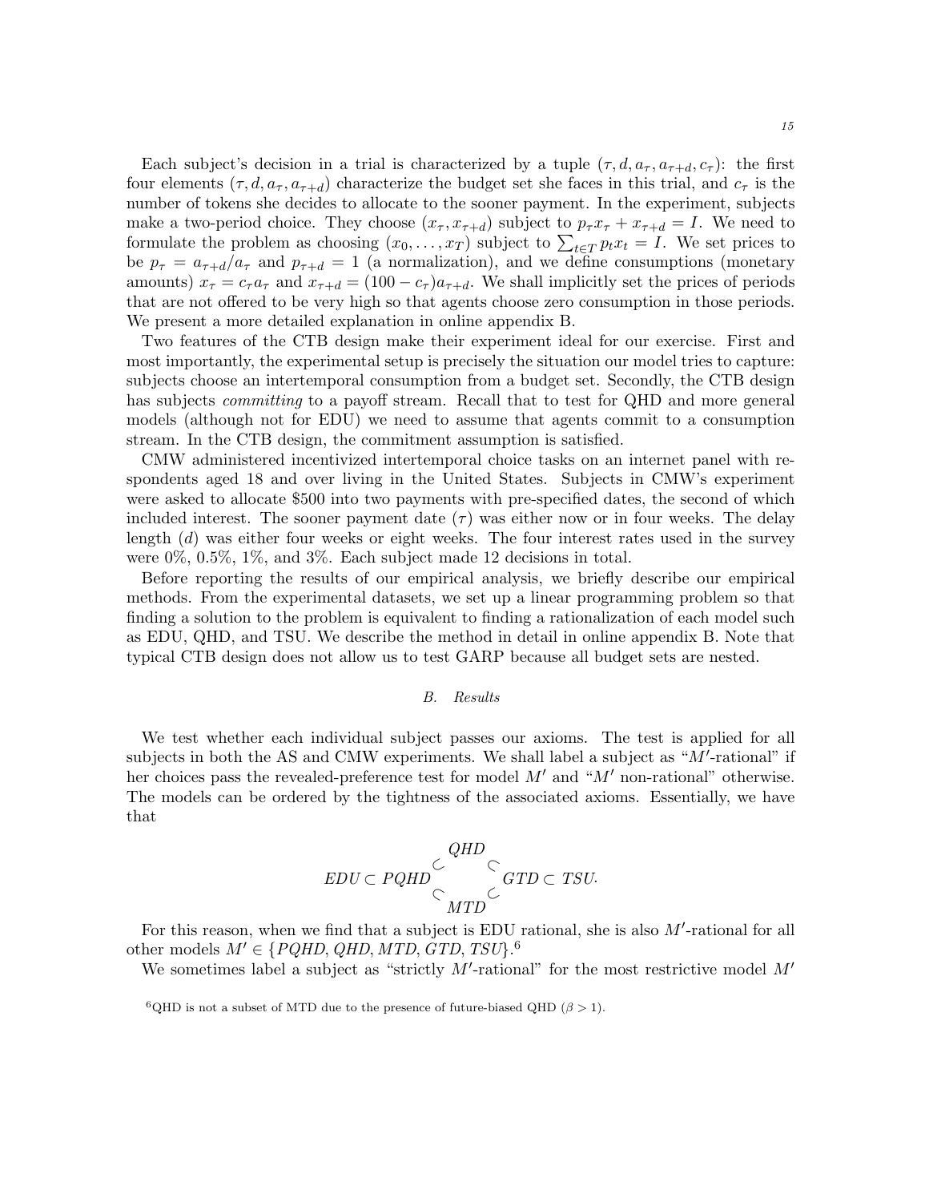Each subject's decision in a trial is characterized by a tuple $(\tau, d, a_\tau, a_{\tau+d}, c_\tau)$: the first four elements $(\tau, d, a_\tau, a_{\tau+d})$ characterize the budget set she faces in this trial, and $c_\tau$ is the number of tokens she decides to allocate to the sooner payment. In the experiment, subjects make a two-period choice. They choose $(x_\tau, x_{\tau+d})$ subject to $p_\tau x_\tau + x_{\tau+d} = I$. We need to formulate the problem as choosing $(x_0, \ldots, x_T)$ subject to $\sum_{t \in T} p_t x_t = I$. We set prices to be $p_\tau = a_{\tau+d}/a_\tau$ and $p_{\tau+d} = 1$ (a normalization), and we define consumptions (monetary amounts) $x_\tau = c_\tau a_\tau$ and $x_{\tau+d} = (100 - c_\tau)a_{\tau+d}$. We shall implicitly set the prices of periods that are not offered to be very high so that agents choose zero consumption in those periods. We present a more detailed explanation in online appendix B.

Two features of the CTB design make their experiment ideal for our exercise. First and most importantly, the experimental setup is precisely the situation our model tries to capture: subjects choose an intertemporal consumption from a budget set. Secondly, the CTB design has subjects *committing* to a payoff stream. Recall that to test for QHD and more general models (although not for EDU) we need to assume that agents commit to a consumption stream. In the CTB design, the commitment assumption is satisfied.

CMW administered incentivized intertemporal choice tasks on an internet panel with respondents aged 18 and over living in the United States. Subjects in CMW's experiment were asked to allocate \$500 into two payments with pre-specified dates, the second of which included interest. The sooner payment date ($\tau$) was either now or in four weeks. The delay length ($d$) was either four weeks or eight weeks. The four interest rates used in the survey were 0%, 0.5%, 1%, and 3%. Each subject made 12 decisions in total.

Before reporting the results of our empirical analysis, we briefly describe our empirical methods. From the experimental datasets, we set up a linear programming problem so that finding a solution to the problem is equivalent to finding a rationalization of each model such as EDU, QHD, and TSU. We describe the method in detail in online appendix B. Note that typical CTB design does not allow us to test GARP because all budget sets are nested.

## B. *Results*

We test whether each individual subject passes our axioms. The test is applied for all subjects in both the AS and CMW experiments. We shall label a subject as "$M'$-rational" if her choices pass the revealed-preference test for model $M'$ and "$M'$ non-rational" otherwise. The models can be ordered by the tightness of the associated axioms. Essentially, we have that

$$EDU \subset PQHD \begin{array}{c} \subset QHD \subset \\ \subset MTD \subset \end{array} GTD \subset TSU.$$

For this reason, when we find that a subject is EDU rational, she is also $M'$-rational for all other models $M' \in \{PQHD, QHD, MTD, GTD, TSU\}$.[6]

We sometimes label a subject as "strictly $M'$-rational" for the most restrictive model $M'$

[6] QHD is not a subset of MTD due to the presence of future-biased QHD ($\beta > 1$).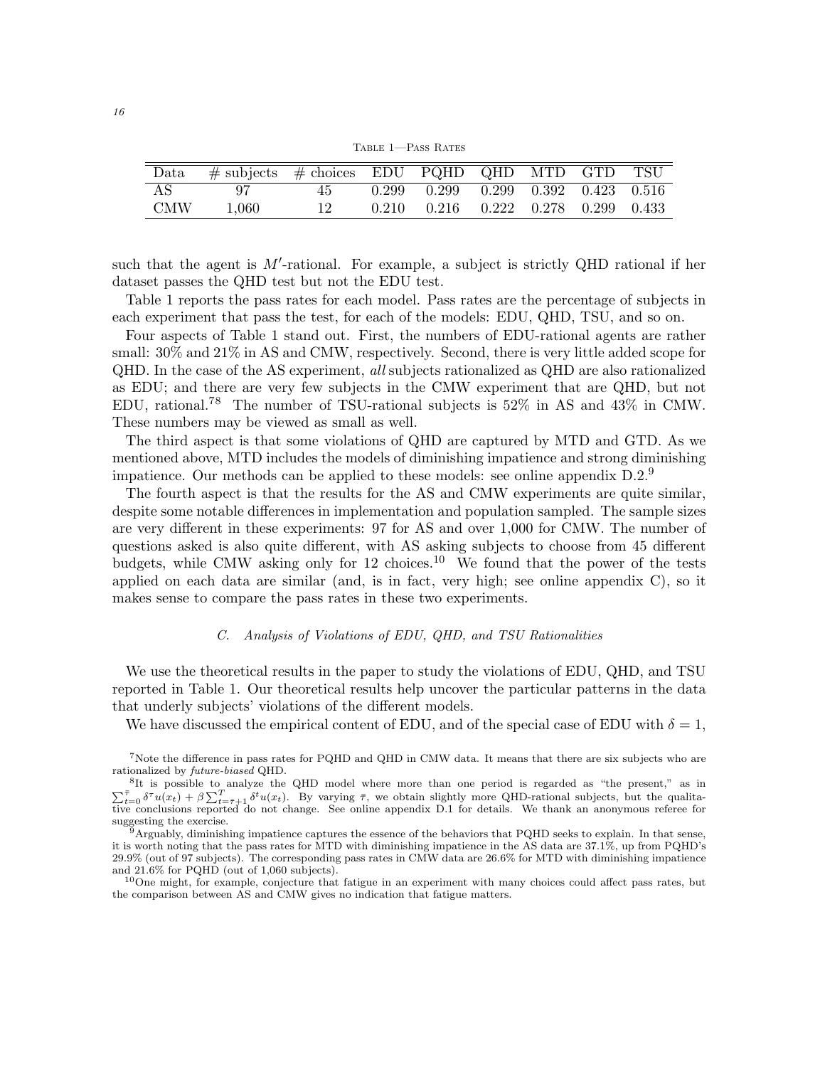Table 1—Pass Rates

| Data | # subjects | # choices | EDU | PQHD | QHD | MTD | GTD | TSU |
|---|---|---|---|---|---|---|---|---|
| AS | 97 | 45 | 0.299 | 0.299 | 0.299 | 0.392 | 0.423 | 0.516 |
| CMW | 1,060 | 12 | 0.210 | 0.216 | 0.222 | 0.278 | 0.299 | 0.433 |

such that the agent is $M'$-rational. For example, a subject is strictly QHD rational if her dataset passes the QHD test but not the EDU test.

Table 1 reports the pass rates for each model. Pass rates are the percentage of subjects in each experiment that pass the test, for each of the models: EDU, QHD, TSU, and so on.

Four aspects of Table 1 stand out. First, the numbers of EDU-rational agents are rather small: 30% and 21% in AS and CMW, respectively. Second, there is very little added scope for QHD. In the case of the AS experiment, *all* subjects rationalized as QHD are also rationalized as EDU; and there are very few subjects in the CMW experiment that are QHD, but not EDU, rational.[7][8] The number of TSU-rational subjects is 52% in AS and 43% in CMW. These numbers may be viewed as small as well.

The third aspect is that some violations of QHD are captured by MTD and GTD. As we mentioned above, MTD includes the models of diminishing impatience and strong diminishing impatience. Our methods can be applied to these models: see online appendix D.2.[9]

The fourth aspect is that the results for the AS and CMW experiments are quite similar, despite some notable differences in implementation and population sampled. The sample sizes are very different in these experiments: 97 for AS and over 1,000 for CMW. The number of questions asked is also quite different, with AS asking subjects to choose from 45 different budgets, while CMW asking only for 12 choices.[10] We found that the power of the tests applied on each data are similar (and, is in fact, very high; see online appendix C), so it makes sense to compare the pass rates in these two experiments.

### C. Analysis of Violations of EDU, QHD, and TSU Rationalities

We use the theoretical results in the paper to study the violations of EDU, QHD, and TSU reported in Table 1. Our theoretical results help uncover the particular patterns in the data that underly subjects' violations of the different models.

We have discussed the empirical content of EDU, and of the special case of EDU with $\delta = 1$,

[7]Note the difference in pass rates for PQHD and QHD in CMW data. It means that there are six subjects who are rationalized by *future-biased* QHD.

[8]It is possible to analyze the QHD model where more than one period is regarded as "the present," as in $\sum_{t=0}^{\bar{\tau}} \delta^{\tau} u(x_t) + \beta \sum_{t=\bar{\tau}+1}^{T} \delta^t u(x_t)$. By varying $\bar{\tau}$, we obtain slightly more QHD-rational subjects, but the qualitative conclusions reported do not change. See online appendix D.1 for details. We thank an anonymous referee for suggesting the exercise.

[9]Arguably, diminishing impatience captures the essence of the behaviors that PQHD seeks to explain. In that sense, it is worth noting that the pass rates for MTD with diminishing impatience in the AS data are 37.1%, up from PQHD's 29.9% (out of 97 subjects). The corresponding pass rates in CMW data are 26.6% for MTD with diminishing impatience and 21.6% for PQHD (out of 1,060 subjects).

[10]One might, for example, conjecture that fatigue in an experiment with many choices could affect pass rates, but the comparison between AS and CMW gives no indication that fatigue matters.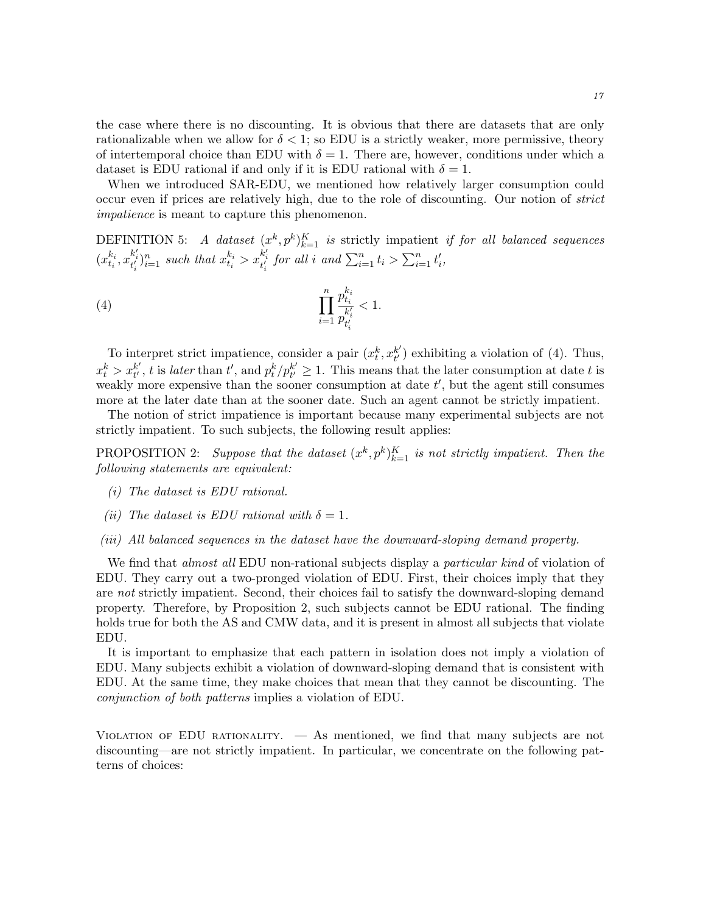the case where there is no discounting. It is obvious that there are datasets that are only rationalizable when we allow for $\delta < 1$; so EDU is a strictly weaker, more permissive, theory of intertemporal choice than EDU with $\delta = 1$. There are, however, conditions under which a dataset is EDU rational if and only if it is EDU rational with $\delta = 1$.

When we introduced SAR-EDU, we mentioned how relatively larger consumption could occur even if prices are relatively high, due to the role of discounting. Our notion of *strict impatience* is meant to capture this phenomenon.

DEFINITION 5: *A dataset* $(x^k, p^k)_{k=1}^K$ *is* strictly impatient *if for all balanced sequences* $(x^{k_i}_{t_i}, x^{k'_i}_{t'_i})_{i=1}^n$ *such that* $x^{k_i}_{t_i} > x^{k'_i}_{t'_i}$ *for all* $i$ *and* $\sum_{i=1}^n t_i > \sum_{i=1}^n t'_i$,

$$\prod_{i=1}^{n} \frac{p^{k_i}_{t_i}}{p^{k'_i}_{t'_i}} < 1. \tag{4}$$

To interpret strict impatience, consider a pair $(x^k_t, x^{k'}_{t'})$ exhibiting a violation of (4). Thus, $x^k_t > x^{k'}_{t'}$, $t$ is *later* than $t'$, and $p^k_t / p^{k'}_{t'} \geq 1$. This means that the later consumption at date $t$ is weakly more expensive than the sooner consumption at date $t'$, but the agent still consumes more at the later date than at the sooner date. Such an agent cannot be strictly impatient.

The notion of strict impatience is important because many experimental subjects are not strictly impatient. To such subjects, the following result applies:

PROPOSITION 2: *Suppose that the dataset* $(x^k, p^k)_{k=1}^K$ *is not strictly impatient. Then the following statements are equivalent:*

*(i) The dataset is EDU rational.*

*(ii) The dataset is EDU rational with* $\delta = 1$.

*(iii) All balanced sequences in the dataset have the downward-sloping demand property.*

We find that *almost all* EDU non-rational subjects display a *particular kind* of violation of EDU. They carry out a two-pronged violation of EDU. First, their choices imply that they are *not* strictly impatient. Second, their choices fail to satisfy the downward-sloping demand property. Therefore, by Proposition 2, such subjects cannot be EDU rational. The finding holds true for both the AS and CMW data, and it is present in almost all subjects that violate EDU.

It is important to emphasize that each pattern in isolation does not imply a violation of EDU. Many subjects exhibit a violation of downward-sloping demand that is consistent with EDU. At the same time, they make choices that mean that they cannot be discounting. The *conjunction of both patterns* implies a violation of EDU.

VIOLATION OF EDU RATIONALITY. — As mentioned, we find that many subjects are not discounting—are not strictly impatient. In particular, we concentrate on the following patterns of choices: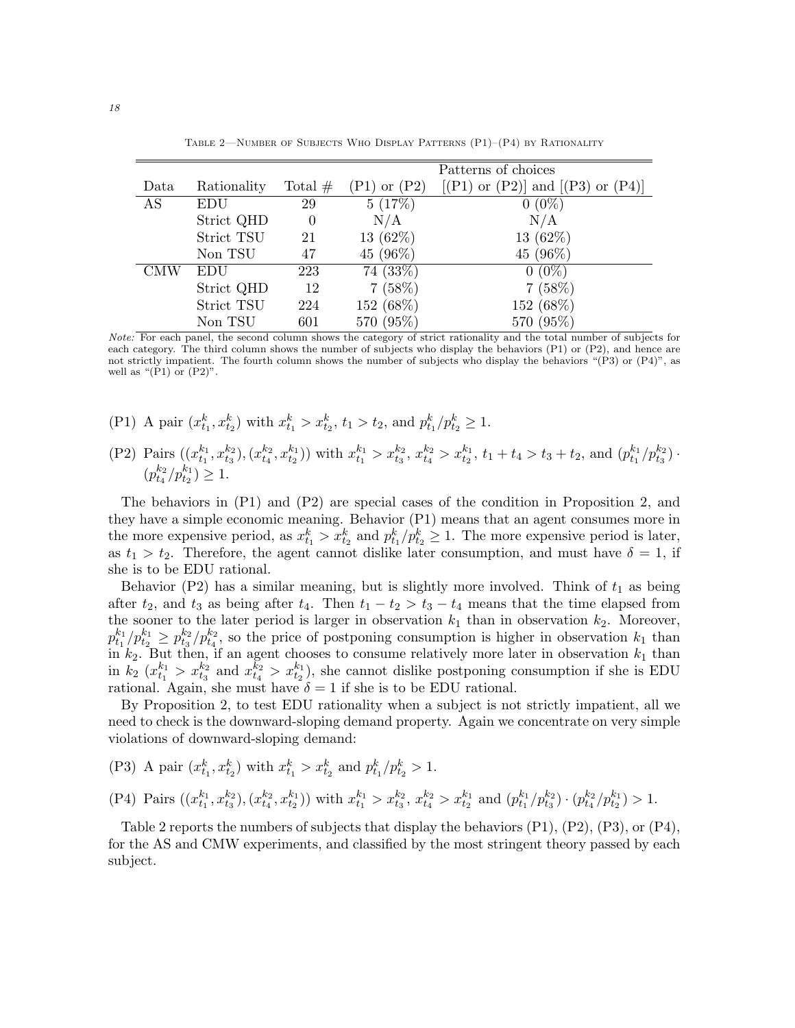Table 2—Number of Subjects Who Display Patterns (P1)–(P4) by Rationality

| | | | Patterns of choices | |
|---|---|---|---|---|
| Data | Rationality | Total # | (P1) or (P2) | [(P1) or (P2)] and [(P3) or (P4)] |
| AS | EDU | 29 | 5 (17%) | 0 (0%) |
| | Strict QHD | 0 | N/A | N/A |
| | Strict TSU | 21 | 13 (62%) | 13 (62%) |
| | Non TSU | 47 | 45 (96%) | 45 (96%) |
| CMW | EDU | 223 | 74 (33%) | 0 (0%) |
| | Strict QHD | 12 | 7 (58%) | 7 (58%) |
| | Strict TSU | 224 | 152 (68%) | 152 (68%) |
| | Non TSU | 601 | 570 (95%) | 570 (95%) |

*Note:* For each panel, the second column shows the category of strict rationality and the total number of subjects for each category. The third column shows the number of subjects who display the behaviors (P1) or (P2), and hence are not strictly impatient. The fourth column shows the number of subjects who display the behaviors "(P3) or (P4)", as well as "(P1) or (P2)".

(P1) A pair $(x^k_{t_1}, x^k_{t_2})$ with $x^k_{t_1} > x^k_{t_2}$, $t_1 > t_2$, and $p^k_{t_1}/p^k_{t_2} \geq 1$.

(P2) Pairs $((x^{k_1}_{t_1}, x^{k_2}_{t_3}), (x^{k_2}_{t_4}, x^{k_1}_{t_2}))$ with $x^{k_1}_{t_1} > x^{k_2}_{t_3}$, $x^{k_2}_{t_4} > x^{k_1}_{t_2}$, $t_1 + t_4 > t_3 + t_2$, and $(p^{k_1}_{t_1}/p^{k_2}_{t_3}) \cdot (p^{k_2}_{t_4}/p^{k_1}_{t_2}) \geq 1$.

The behaviors in (P1) and (P2) are special cases of the condition in Proposition 2, and they have a simple economic meaning. Behavior (P1) means that an agent consumes more in the more expensive period, as $x^k_{t_1} > x^k_{t_2}$ and $p^k_{t_1}/p^k_{t_2} \geq 1$. The more expensive period is later, as $t_1 > t_2$. Therefore, the agent cannot dislike later consumption, and must have $\delta = 1$, if she is to be EDU rational.

Behavior (P2) has a similar meaning, but is slightly more involved. Think of $t_1$ as being after $t_2$, and $t_3$ as being after $t_4$. Then $t_1 - t_2 > t_3 - t_4$ means that the time elapsed from the sooner to the later period is larger in observation $k_1$ than in observation $k_2$. Moreover, $p^{k_1}_{t_1}/p^{k_1}_{t_2} \geq p^{k_2}_{t_3}/p^{k_2}_{t_4}$, so the price of postponing consumption is higher in observation $k_1$ than in $k_2$. But then, if an agent chooses to consume relatively more later in observation $k_1$ than in $k_2$ ($x^{k_1}_{t_1} > x^{k_2}_{t_3}$ and $x^{k_2}_{t_4} > x^{k_1}_{t_2}$), she cannot dislike postponing consumption if she is EDU rational. Again, she must have $\delta = 1$ if she is to be EDU rational.

By Proposition 2, to test EDU rationality when a subject is not strictly impatient, all we need to check is the downward-sloping demand property. Again we concentrate on very simple violations of downward-sloping demand:

(P3) A pair $(x^k_{t_1}, x^k_{t_2})$ with $x^k_{t_1} > x^k_{t_2}$ and $p^k_{t_1}/p^k_{t_2} > 1$.

(P4) Pairs $((x^{k_1}_{t_1}, x^{k_2}_{t_3}), (x^{k_2}_{t_4}, x^{k_1}_{t_2}))$ with $x^{k_1}_{t_1} > x^{k_2}_{t_3}$, $x^{k_2}_{t_4} > x^{k_1}_{t_2}$ and $(p^{k_1}_{t_1}/p^{k_2}_{t_3}) \cdot (p^{k_2}_{t_4}/p^{k_1}_{t_2}) > 1$.

Table 2 reports the numbers of subjects that display the behaviors (P1), (P2), (P3), or (P4), for the AS and CMW experiments, and classified by the most stringent theory passed by each subject.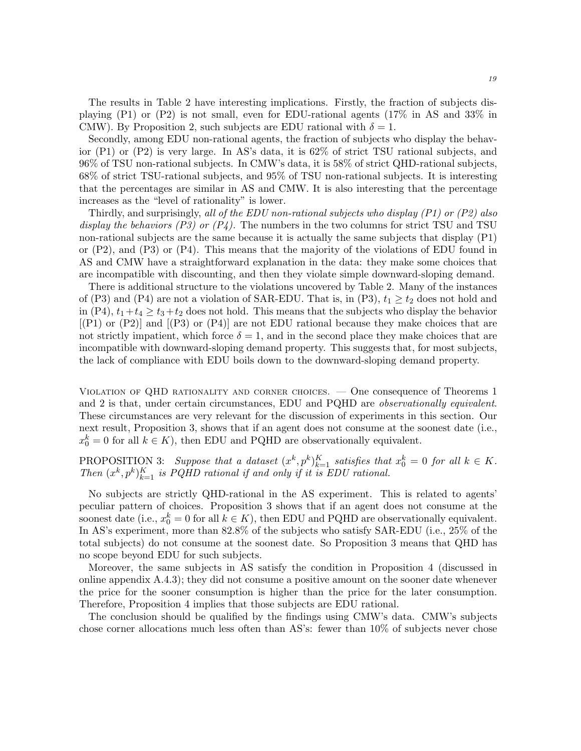The results in Table 2 have interesting implications. Firstly, the fraction of subjects displaying (P1) or (P2) is not small, even for EDU-rational agents (17% in AS and 33% in CMW). By Proposition 2, such subjects are EDU rational with $\delta = 1$.

Secondly, among EDU non-rational agents, the fraction of subjects who display the behavior (P1) or (P2) is very large. In AS's data, it is 62% of strict TSU rational subjects, and 96% of TSU non-rational subjects. In CMW's data, it is 58% of strict QHD-rational subjects, 68% of strict TSU-rational subjects, and 95% of TSU non-rational subjects. It is interesting that the percentages are similar in AS and CMW. It is also interesting that the percentage increases as the "level of rationality" is lower.

Thirdly, and surprisingly, *all of the EDU non-rational subjects who display (P1) or (P2) also display the behaviors (P3) or (P4).* The numbers in the two columns for strict TSU and TSU non-rational subjects are the same because it is actually the same subjects that display (P1) or (P2), and (P3) or (P4). This means that the majority of the violations of EDU found in AS and CMW have a straightforward explanation in the data: they make some choices that are incompatible with discounting, and then they violate simple downward-sloping demand.

There is additional structure to the violations uncovered by Table 2. Many of the instances of (P3) and (P4) are not a violation of SAR-EDU. That is, in (P3), $t_1 \geq t_2$ does not hold and in (P4), $t_1 + t_4 \geq t_3 + t_2$ does not hold. This means that the subjects who display the behavior [(P1) or (P2)] and [(P3) or (P4)] are not EDU rational because they make choices that are not strictly impatient, which force $\delta = 1$, and in the second place they make choices that are incompatible with downward-sloping demand property. This suggests that, for most subjects, the lack of compliance with EDU boils down to the downward-sloping demand property.

Violation of QHD rationality and corner choices. — One consequence of Theorems 1 and 2 is that, under certain circumstances, EDU and PQHD are *observationally equivalent*. These circumstances are very relevant for the discussion of experiments in this section. Our next result, Proposition 3, shows that if an agent does not consume at the soonest date (i.e., $x_0^k = 0$ for all $k \in K$), then EDU and PQHD are observationally equivalent.

PROPOSITION 3: *Suppose that a dataset $(x^k, p^k)_{k=1}^K$ satisfies that $x_0^k = 0$ for all $k \in K$. Then $(x^k, p^k)_{k=1}^K$ is PQHD rational if and only if it is EDU rational.*

No subjects are strictly QHD-rational in the AS experiment. This is related to agents' peculiar pattern of choices. Proposition 3 shows that if an agent does not consume at the soonest date (i.e., $x_0^k = 0$ for all $k \in K$), then EDU and PQHD are observationally equivalent. In AS's experiment, more than 82.8% of the subjects who satisfy SAR-EDU (i.e., 25% of the total subjects) do not consume at the soonest date. So Proposition 3 means that QHD has no scope beyond EDU for such subjects.

Moreover, the same subjects in AS satisfy the condition in Proposition 4 (discussed in online appendix A.4.3); they did not consume a positive amount on the sooner date whenever the price for the sooner consumption is higher than the price for the later consumption. Therefore, Proposition 4 implies that those subjects are EDU rational.

The conclusion should be qualified by the findings using CMW's data. CMW's subjects chose corner allocations much less often than AS's: fewer than 10% of subjects never chose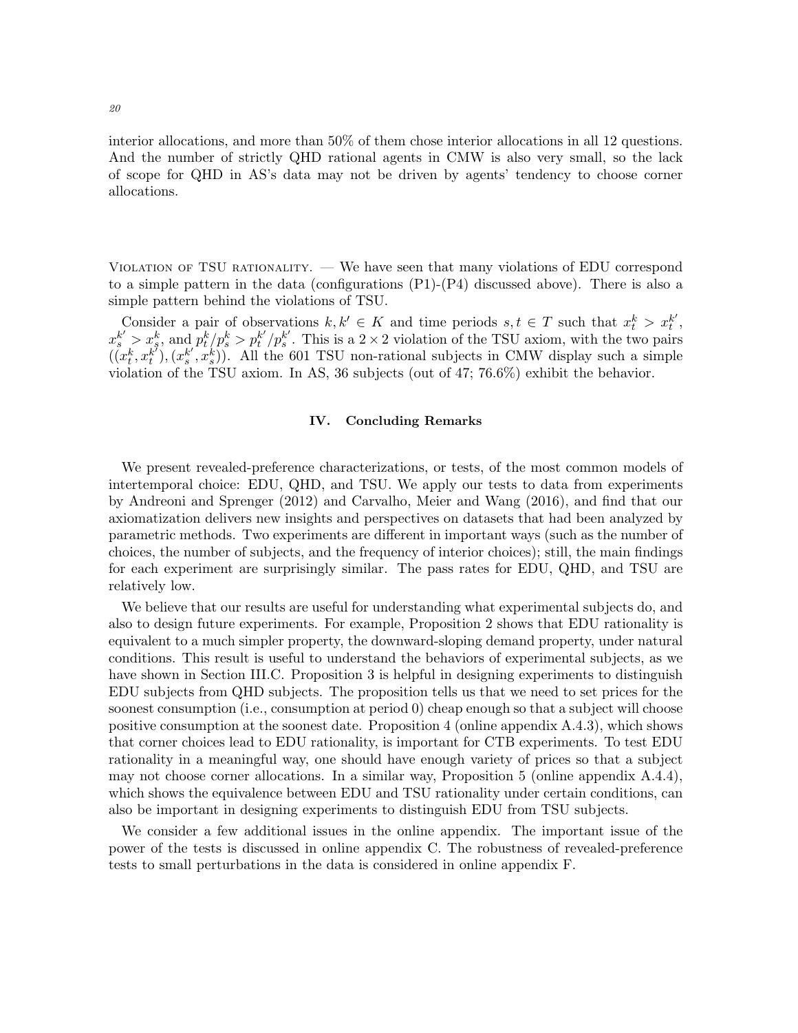interior allocations, and more than 50% of them chose interior allocations in all 12 questions. And the number of strictly QHD rational agents in CMW is also very small, so the lack of scope for QHD in AS's data may not be driven by agents' tendency to choose corner allocations.

Violation of TSU rationality. — We have seen that many violations of EDU correspond to a simple pattern in the data (configurations (P1)-(P4) discussed above). There is also a simple pattern behind the violations of TSU.

Consider a pair of observations $k, k' \in K$ and time periods $s, t \in T$ such that $x_t^k > x_t^{k'}$, $x_s^{k'} > x_s^k$, and $p_t^k/p_s^k > p_t^{k'}/p_s^{k'}$. This is a $2 \times 2$ violation of the TSU axiom, with the two pairs $((x_t^k, x_t^{k'}), (x_s^{k'}, x_s^k))$. All the 601 TSU non-rational subjects in CMW display such a simple violation of the TSU axiom. In AS, 36 subjects (out of 47; 76.6%) exhibit the behavior.

## IV. Concluding Remarks

We present revealed-preference characterizations, or tests, of the most common models of intertemporal choice: EDU, QHD, and TSU. We apply our tests to data from experiments by Andreoni and Sprenger (2012) and Carvalho, Meier and Wang (2016), and find that our axiomatization delivers new insights and perspectives on datasets that had been analyzed by parametric methods. Two experiments are different in important ways (such as the number of choices, the number of subjects, and the frequency of interior choices); still, the main findings for each experiment are surprisingly similar. The pass rates for EDU, QHD, and TSU are relatively low.

We believe that our results are useful for understanding what experimental subjects do, and also to design future experiments. For example, Proposition 2 shows that EDU rationality is equivalent to a much simpler property, the downward-sloping demand property, under natural conditions. This result is useful to understand the behaviors of experimental subjects, as we have shown in Section III.C. Proposition 3 is helpful in designing experiments to distinguish EDU subjects from QHD subjects. The proposition tells us that we need to set prices for the soonest consumption (i.e., consumption at period 0) cheap enough so that a subject will choose positive consumption at the soonest date. Proposition 4 (online appendix A.4.3), which shows that corner choices lead to EDU rationality, is important for CTB experiments. To test EDU rationality in a meaningful way, one should have enough variety of prices so that a subject may not choose corner allocations. In a similar way, Proposition 5 (online appendix A.4.4), which shows the equivalence between EDU and TSU rationality under certain conditions, can also be important in designing experiments to distinguish EDU from TSU subjects.

We consider a few additional issues in the online appendix. The important issue of the power of the tests is discussed in online appendix C. The robustness of revealed-preference tests to small perturbations in the data is considered in online appendix F.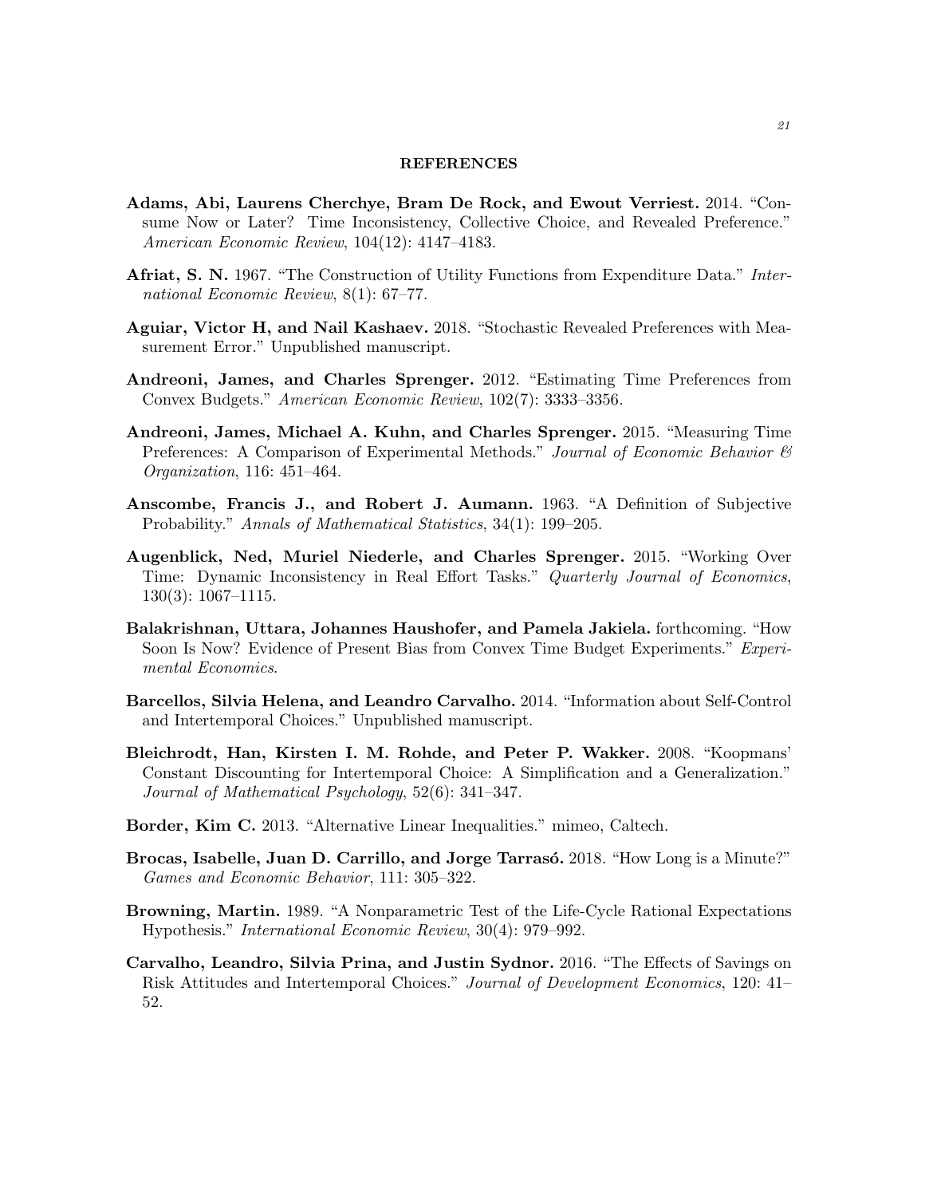## REFERENCES

**Adams, Abi, Laurens Cherchye, Bram De Rock, and Ewout Verriest.** 2014. "Consume Now or Later? Time Inconsistency, Collective Choice, and Revealed Preference." *American Economic Review*, 104(12): 4147–4183.

**Afriat, S. N.** 1967. "The Construction of Utility Functions from Expenditure Data." *International Economic Review*, 8(1): 67–77.

**Aguiar, Victor H, and Nail Kashaev.** 2018. "Stochastic Revealed Preferences with Measurement Error." Unpublished manuscript.

**Andreoni, James, and Charles Sprenger.** 2012. "Estimating Time Preferences from Convex Budgets." *American Economic Review*, 102(7): 3333–3356.

**Andreoni, James, Michael A. Kuhn, and Charles Sprenger.** 2015. "Measuring Time Preferences: A Comparison of Experimental Methods." *Journal of Economic Behavior & Organization*, 116: 451–464.

**Anscombe, Francis J., and Robert J. Aumann.** 1963. "A Definition of Subjective Probability." *Annals of Mathematical Statistics*, 34(1): 199–205.

**Augenblick, Ned, Muriel Niederle, and Charles Sprenger.** 2015. "Working Over Time: Dynamic Inconsistency in Real Effort Tasks." *Quarterly Journal of Economics*, 130(3): 1067–1115.

**Balakrishnan, Uttara, Johannes Haushofer, and Pamela Jakiela.** forthcoming. "How Soon Is Now? Evidence of Present Bias from Convex Time Budget Experiments." *Experimental Economics*.

**Barcellos, Silvia Helena, and Leandro Carvalho.** 2014. "Information about Self-Control and Intertemporal Choices." Unpublished manuscript.

**Bleichrodt, Han, Kirsten I. M. Rohde, and Peter P. Wakker.** 2008. "Koopmans' Constant Discounting for Intertemporal Choice: A Simplification and a Generalization." *Journal of Mathematical Psychology*, 52(6): 341–347.

**Border, Kim C.** 2013. "Alternative Linear Inequalities." mimeo, Caltech.

**Brocas, Isabelle, Juan D. Carrillo, and Jorge Tarrasó.** 2018. "How Long is a Minute?" *Games and Economic Behavior*, 111: 305–322.

**Browning, Martin.** 1989. "A Nonparametric Test of the Life-Cycle Rational Expectations Hypothesis." *International Economic Review*, 30(4): 979–992.

**Carvalho, Leandro, Silvia Prina, and Justin Sydnor.** 2016. "The Effects of Savings on Risk Attitudes and Intertemporal Choices." *Journal of Development Economics*, 120: 41–52.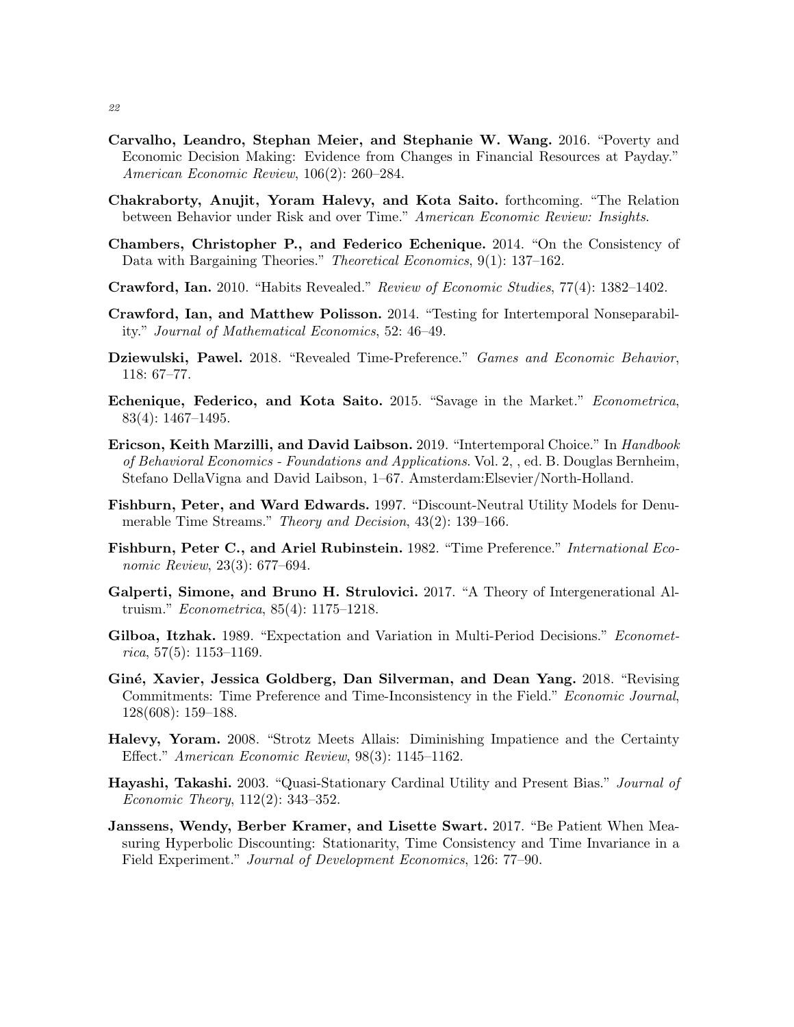**Carvalho, Leandro, Stephan Meier, and Stephanie W. Wang.** 2016. "Poverty and Economic Decision Making: Evidence from Changes in Financial Resources at Payday." *American Economic Review*, 106(2): 260–284.

**Chakraborty, Anujit, Yoram Halevy, and Kota Saito.** forthcoming. "The Relation between Behavior under Risk and over Time." *American Economic Review: Insights*.

**Chambers, Christopher P., and Federico Echenique.** 2014. "On the Consistency of Data with Bargaining Theories." *Theoretical Economics*, 9(1): 137–162.

**Crawford, Ian.** 2010. "Habits Revealed." *Review of Economic Studies*, 77(4): 1382–1402.

**Crawford, Ian, and Matthew Polisson.** 2014. "Testing for Intertemporal Nonseparability." *Journal of Mathematical Economics*, 52: 46–49.

**Dziewulski, Pawel.** 2018. "Revealed Time-Preference." *Games and Economic Behavior*, 118: 67–77.

**Echenique, Federico, and Kota Saito.** 2015. "Savage in the Market." *Econometrica*, 83(4): 1467–1495.

**Ericson, Keith Marzilli, and David Laibson.** 2019. "Intertemporal Choice." In *Handbook of Behavioral Economics - Foundations and Applications*. Vol. 2, , ed. B. Douglas Bernheim, Stefano DellaVigna and David Laibson, 1–67. Amsterdam:Elsevier/North-Holland.

**Fishburn, Peter, and Ward Edwards.** 1997. "Discount-Neutral Utility Models for Denumerable Time Streams." *Theory and Decision*, 43(2): 139–166.

**Fishburn, Peter C., and Ariel Rubinstein.** 1982. "Time Preference." *International Economic Review*, 23(3): 677–694.

**Galperti, Simone, and Bruno H. Strulovici.** 2017. "A Theory of Intergenerational Altruism." *Econometrica*, 85(4): 1175–1218.

**Gilboa, Itzhak.** 1989. "Expectation and Variation in Multi-Period Decisions." *Econometrica*, 57(5): 1153–1169.

**Giné, Xavier, Jessica Goldberg, Dan Silverman, and Dean Yang.** 2018. "Revising Commitments: Time Preference and Time-Inconsistency in the Field." *Economic Journal*, 128(608): 159–188.

**Halevy, Yoram.** 2008. "Strotz Meets Allais: Diminishing Impatience and the Certainty Effect." *American Economic Review*, 98(3): 1145–1162.

**Hayashi, Takashi.** 2003. "Quasi-Stationary Cardinal Utility and Present Bias." *Journal of Economic Theory*, 112(2): 343–352.

**Janssens, Wendy, Berber Kramer, and Lisette Swart.** 2017. "Be Patient When Measuring Hyperbolic Discounting: Stationarity, Time Consistency and Time Invariance in a Field Experiment." *Journal of Development Economics*, 126: 77–90.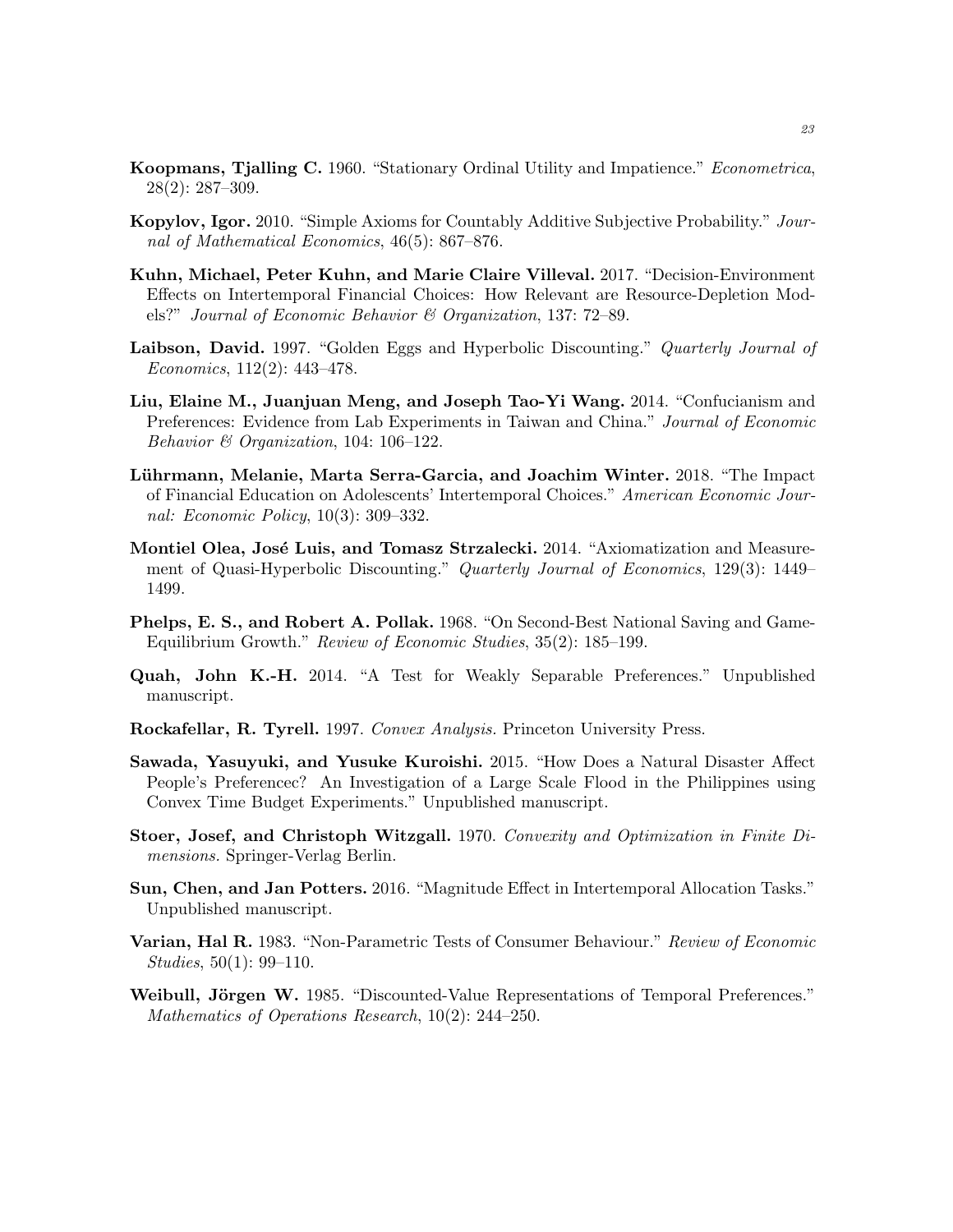**Koopmans, Tjalling C.** 1960. "Stationary Ordinal Utility and Impatience." *Econometrica*, 28(2): 287–309.

**Kopylov, Igor.** 2010. "Simple Axioms for Countably Additive Subjective Probability." *Journal of Mathematical Economics*, 46(5): 867–876.

**Kuhn, Michael, Peter Kuhn, and Marie Claire Villeval.** 2017. "Decision-Environment Effects on Intertemporal Financial Choices: How Relevant are Resource-Depletion Models?" *Journal of Economic Behavior & Organization*, 137: 72–89.

**Laibson, David.** 1997. "Golden Eggs and Hyperbolic Discounting." *Quarterly Journal of Economics*, 112(2): 443–478.

**Liu, Elaine M., Juanjuan Meng, and Joseph Tao-Yi Wang.** 2014. "Confucianism and Preferences: Evidence from Lab Experiments in Taiwan and China." *Journal of Economic Behavior & Organization*, 104: 106–122.

**Lührmann, Melanie, Marta Serra-Garcia, and Joachim Winter.** 2018. "The Impact of Financial Education on Adolescents' Intertemporal Choices." *American Economic Journal: Economic Policy*, 10(3): 309–332.

**Montiel Olea, José Luis, and Tomasz Strzalecki.** 2014. "Axiomatization and Measurement of Quasi-Hyperbolic Discounting." *Quarterly Journal of Economics*, 129(3): 1449–1499.

**Phelps, E. S., and Robert A. Pollak.** 1968. "On Second-Best National Saving and Game-Equilibrium Growth." *Review of Economic Studies*, 35(2): 185–199.

**Quah, John K.-H.** 2014. "A Test for Weakly Separable Preferences." Unpublished manuscript.

**Rockafellar, R. Tyrell.** 1997. *Convex Analysis.* Princeton University Press.

**Sawada, Yasuyuki, and Yusuke Kuroishi.** 2015. "How Does a Natural Disaster Affect People's Preferencec? An Investigation of a Large Scale Flood in the Philippines using Convex Time Budget Experiments." Unpublished manuscript.

**Stoer, Josef, and Christoph Witzgall.** 1970. *Convexity and Optimization in Finite Dimensions.* Springer-Verlag Berlin.

**Sun, Chen, and Jan Potters.** 2016. "Magnitude Effect in Intertemporal Allocation Tasks." Unpublished manuscript.

**Varian, Hal R.** 1983. "Non-Parametric Tests of Consumer Behaviour." *Review of Economic Studies*, 50(1): 99–110.

**Weibull, Jörgen W.** 1985. "Discounted-Value Representations of Temporal Preferences." *Mathematics of Operations Research*, 10(2): 244–250.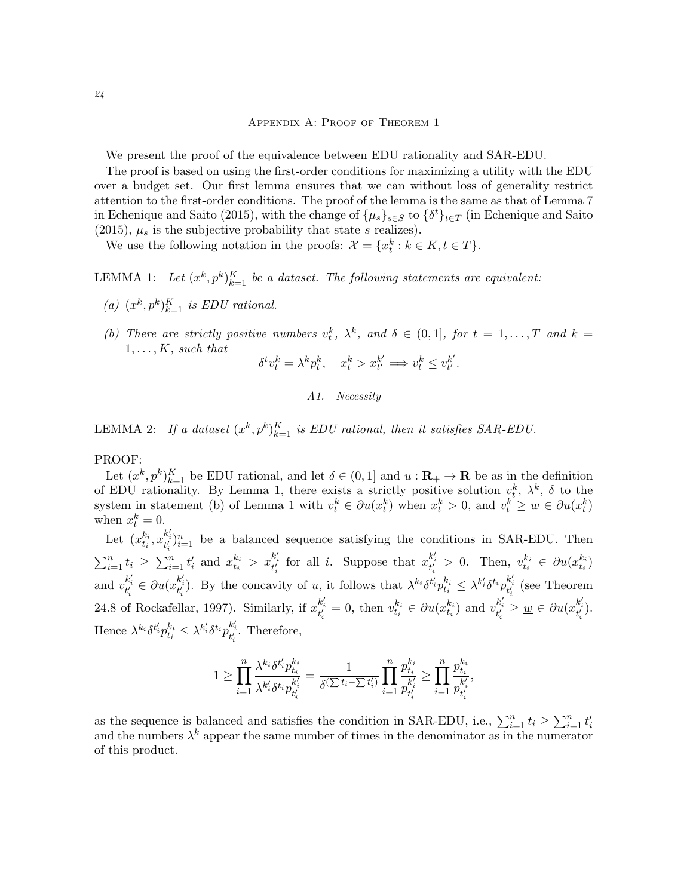## Appendix A: Proof of Theorem 1

We present the proof of the equivalence between EDU rationality and SAR-EDU.

The proof is based on using the first-order conditions for maximizing a utility with the EDU over a budget set. Our first lemma ensures that we can without loss of generality restrict attention to the first-order conditions. The proof of the lemma is the same as that of Lemma 7 in Echenique and Saito (2015), with the change of $\{\mu_s\}_{s\in S}$ to $\{\delta^t\}_{t\in T}$ (in Echenique and Saito (2015), $\mu_s$ is the subjective probability that state $s$ realizes).

We use the following notation in the proofs: $\mathcal{X} = \{x^k_t : k \in K, t \in T\}$.

LEMMA 1: *Let $(x^k, p^k)_{k=1}^K$ be a dataset. The following statements are equivalent:*

*(a) $(x^k, p^k)_{k=1}^K$ is EDU rational.*

*(b) There are strictly positive numbers $v^k_t$, $\lambda^k$, and $\delta \in (0, 1]$, for $t = 1, \ldots, T$ and $k = 1, \ldots, K$, such that*

$$\delta^t v^k_t = \lambda^k p^k_t, \quad x^k_t > x^{k'}_{t'} \Longrightarrow v^k_t \leq v^{k'}_{t'}.$$

### *A1. Necessity*

LEMMA 2: *If a dataset $(x^k, p^k)_{k=1}^K$ is EDU rational, then it satisfies SAR-EDU.*

PROOF:

Let $(x^k, p^k)_{k=1}^K$ be EDU rational, and let $\delta \in (0, 1]$ and $u : \mathbf{R}_+ \to \mathbf{R}$ be as in the definition of EDU rationality. By Lemma 1, there exists a strictly positive solution $v^k_t$, $\lambda^k$, $\delta$ to the system in statement (b) of Lemma 1 with $v^k_t \in \partial u(x^k_t)$ when $x^k_t > 0$, and $v^k_t \geq \underline{w} \in \partial u(x^k_t)$ when $x^k_t = 0$.

Let $(x^{k_i}_{t_i}, x^{k'_i}_{t'_i})_{i=1}^n$ be a balanced sequence satisfying the conditions in SAR-EDU. Then $\sum_{i=1}^n t_i \geq \sum_{i=1}^n t'_i$ and $x^{k_i}_{t_i} > x^{k'_i}_{t'_i}$ for all $i$. Suppose that $x^{k'_i}_{t'_i} > 0$. Then, $v^{k_i}_{t_i} \in \partial u(x^{k_i}_{t_i})$ and $v^{k'_i}_{t'_i} \in \partial u(x^{k'_i}_{t'_i})$. By the concavity of $u$, it follows that $\lambda^{k_i} \delta^{t'_i} p^{k_i}_{t_i} \leq \lambda^{k'_i} \delta^{t_i} p^{k'_i}_{t'_i}$ (see Theorem 24.8 of Rockafellar, 1997). Similarly, if $x^{k'_i}_{t'_i} = 0$, then $v^{k_i}_{t_i} \in \partial u(x^{k_i}_{t_i})$ and $v^{k'_i}_{t'_i} \geq \underline{w} \in \partial u(x^{k'_i}_{t'_i})$. Hence $\lambda^{k_i} \delta^{t'_i} p^{k_i}_{t_i} \leq \lambda^{k'_i} \delta^{t_i} p^{k'_i}_{t'_i}$. Therefore,

$$1 \geq \prod_{i=1}^n \frac{\lambda^{k_i} \delta^{t'_i} p^{k_i}_{t_i}}{\lambda^{k'_i} \delta^{t_i} p^{k'_i}_{t'_i}} = \frac{1}{\delta^{(\sum t_i - \sum t'_i)}} \prod_{i=1}^n \frac{p^{k_i}_{t_i}}{p^{k'_i}_{t'_i}} \geq \prod_{i=1}^n \frac{p^{k_i}_{t_i}}{p^{k'_i}_{t'_i}},$$

as the sequence is balanced and satisfies the condition in SAR-EDU, i.e., $\sum_{i=1}^n t_i \geq \sum_{i=1}^n t'_i$ and the numbers $\lambda^k$ appear the same number of times in the denominator as in the numerator of this product.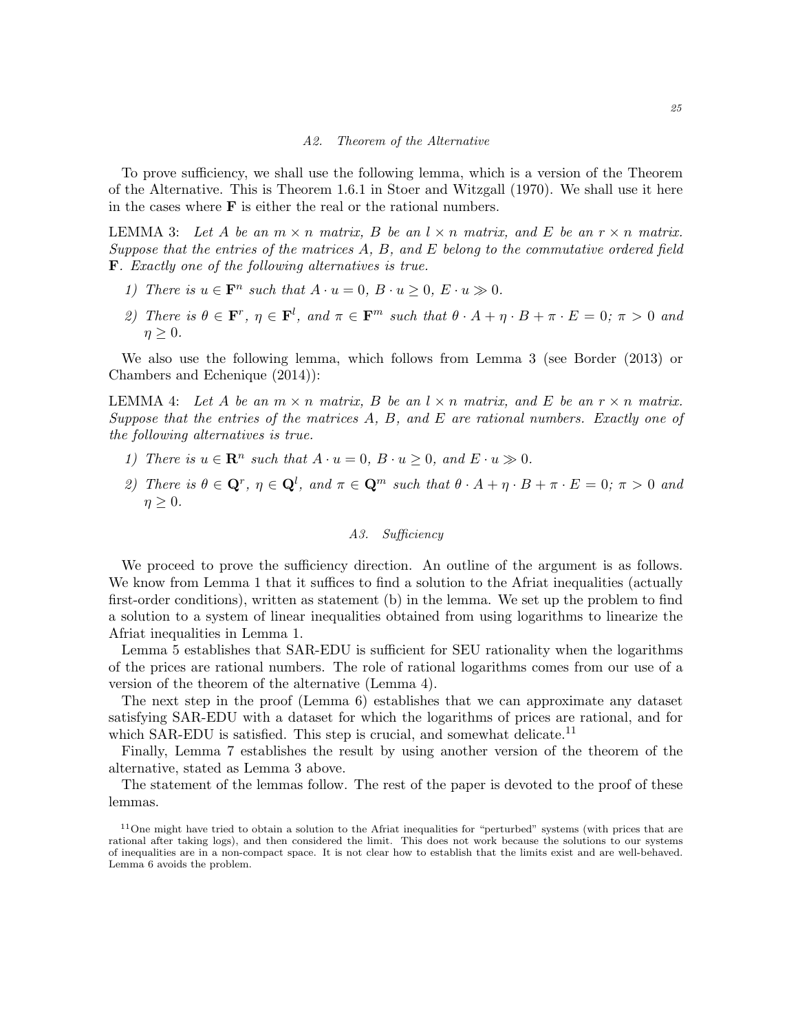### A2. Theorem of the Alternative

To prove sufficiency, we shall use the following lemma, which is a version of the Theorem of the Alternative. This is Theorem 1.6.1 in Stoer and Witzgall (1970). We shall use it here in the cases where $\mathbf{F}$ is either the real or the rational numbers.

LEMMA 3: *Let $A$ be an $m \times n$ matrix, $B$ be an $l \times n$ matrix, and $E$ be an $r \times n$ matrix. Suppose that the entries of the matrices $A$, $B$, and $E$ belong to the commutative ordered field $\mathbf{F}$. Exactly one of the following alternatives is true.*

1) *There is $u \in \mathbf{F}^n$ such that $A \cdot u = 0$, $B \cdot u \geq 0$, $E \cdot u \gg 0$.*
2) *There is $\theta \in \mathbf{F}^r$, $\eta \in \mathbf{F}^l$, and $\pi \in \mathbf{F}^m$ such that $\theta \cdot A + \eta \cdot B + \pi \cdot E = 0$; $\pi > 0$ and $\eta \geq 0$.*

We also use the following lemma, which follows from Lemma 3 (see Border (2013) or Chambers and Echenique (2014)):

LEMMA 4: *Let $A$ be an $m \times n$ matrix, $B$ be an $l \times n$ matrix, and $E$ be an $r \times n$ matrix. Suppose that the entries of the matrices $A$, $B$, and $E$ are rational numbers. Exactly one of the following alternatives is true.*

1) *There is $u \in \mathbf{R}^n$ such that $A \cdot u = 0$, $B \cdot u \geq 0$, and $E \cdot u \gg 0$.*
2) *There is $\theta \in \mathbf{Q}^r$, $\eta \in \mathbf{Q}^l$, and $\pi \in \mathbf{Q}^m$ such that $\theta \cdot A + \eta \cdot B + \pi \cdot E = 0$; $\pi > 0$ and $\eta \geq 0$.*

### A3. Sufficiency

We proceed to prove the sufficiency direction. An outline of the argument is as follows. We know from Lemma 1 that it suffices to find a solution to the Afriat inequalities (actually first-order conditions), written as statement (b) in the lemma. We set up the problem to find a solution to a system of linear inequalities obtained from using logarithms to linearize the Afriat inequalities in Lemma 1.

Lemma 5 establishes that SAR-EDU is sufficient for SEU rationality when the logarithms of the prices are rational numbers. The role of rational logarithms comes from our use of a version of the theorem of the alternative (Lemma 4).

The next step in the proof (Lemma 6) establishes that we can approximate any dataset satisfying SAR-EDU with a dataset for which the logarithms of prices are rational, and for which SAR-EDU is satisfied. This step is crucial, and somewhat delicate.[11]

Finally, Lemma 7 establishes the result by using another version of the theorem of the alternative, stated as Lemma 3 above.

The statement of the lemmas follow. The rest of the paper is devoted to the proof of these lemmas.

[11]One might have tried to obtain a solution to the Afriat inequalities for "perturbed" systems (with prices that are rational after taking logs), and then considered the limit. This does not work because the solutions to our systems of inequalities are in a non-compact space. It is not clear how to establish that the limits exist and are well-behaved. Lemma 6 avoids the problem.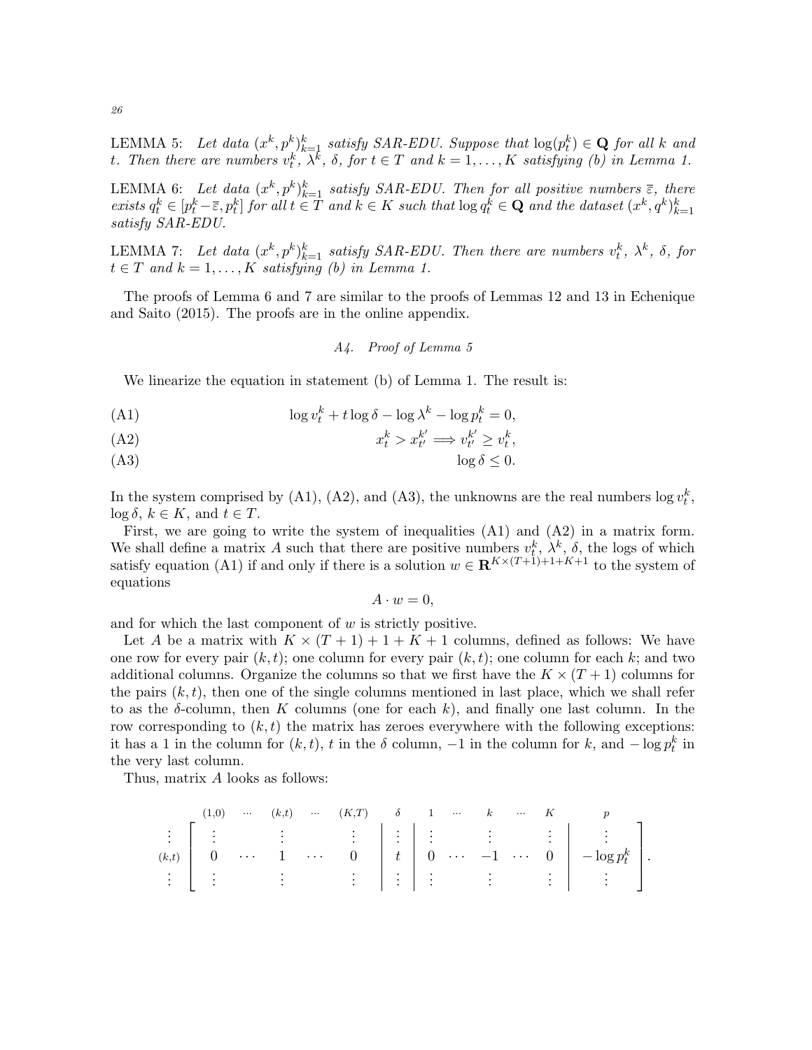LEMMA 5: *Let data $(x^k, p^k)_{k=1}^k$ satisfy SAR-EDU. Suppose that $\log(p_t^k) \in \mathbf{Q}$ for all $k$ and $t$. Then there are numbers $v_t^k$, $\lambda^k$, $\delta$, for $t \in T$ and $k = 1, \ldots, K$ satisfying (b) in Lemma 1.*

LEMMA 6: *Let data $(x^k, p^k)_{k=1}^k$ satisfy SAR-EDU. Then for all positive numbers $\overline{\varepsilon}$, there exists $q_t^k \in [p_t^k - \overline{\varepsilon}, p_t^k]$ for all $t \in T$ and $k \in K$ such that $\log q_t^k \in \mathbf{Q}$ and the dataset $(x^k, q^k)_{k=1}^k$ satisfy SAR-EDU.*

LEMMA 7: *Let data $(x^k, p^k)_{k=1}^k$ satisfy SAR-EDU. Then there are numbers $v_t^k$, $\lambda^k$, $\delta$, for $t \in T$ and $k = 1, \ldots, K$ satisfying (b) in Lemma 1.*

The proofs of Lemma 6 and 7 are similar to the proofs of Lemmas 12 and 13 in Echenique and Saito (2015). The proofs are in the online appendix.

### *A4. Proof of Lemma 5*

We linearize the equation in statement (b) of Lemma 1. The result is:

$$\log v_t^k + t \log \delta - \log \lambda^k - \log p_t^k = 0, \tag{A1}$$

$$x_t^k > x_{t'}^{k'} \Longrightarrow v_{t'}^{k'} \geq v_t^k, \tag{A2}$$

$$\log \delta \leq 0. \tag{A3}$$

In the system comprised by (A1), (A2), and (A3), the unknowns are the real numbers $\log v_t^k$, $\log \delta$, $k \in K$, and $t \in T$.

First, we are going to write the system of inequalities (A1) and (A2) in a matrix form. We shall define a matrix $A$ such that there are positive numbers $v_t^k$, $\lambda^k$, $\delta$, the logs of which satisfy equation (A1) if and only if there is a solution $w \in \mathbf{R}^{K \times (T+1)+1+K+1}$ to the system of equations

$$A \cdot w = 0,$$

and for which the last component of $w$ is strictly positive.

Let $A$ be a matrix with $K \times (T+1) + 1 + K + 1$ columns, defined as follows: We have one row for every pair $(k,t)$; one column for every pair $(k,t)$; one column for each $k$; and two additional columns. Organize the columns so that we first have the $K \times (T+1)$ columns for the pairs $(k,t)$, then one of the single columns mentioned in last place, which we shall refer to as the $\delta$-column, then $K$ columns (one for each $k$), and finally one last column. In the row corresponding to $(k,t)$ the matrix has zeroes everywhere with the following exceptions: it has a 1 in the column for $(k,t)$, $t$ in the $\delta$ column, $-1$ in the column for $k$, and $-\log p_t^k$ in the very last column.

Thus, matrix $A$ looks as follows:

$$\begin{array}{c} \\ \vdots \\ (k,t) \\ \vdots \end{array}
\begin{array}{c}
\begin{array}{ccccccccccccc} (1,0) & \cdots & (k,t) & \cdots & (K,T) & & \delta & & 1 & \cdots & k & \cdots & K \quad\quad p \end{array} \\
\left[\begin{array}{ccccc|c|ccccc|c}
\vdots & & \vdots & & \vdots & \vdots & \vdots & & \vdots & & \vdots & \vdots \\
0 & \cdots & 1 & \cdots & 0 & t & 0 & \cdots & -1 & \cdots & 0 & -\log p_t^k \\
\vdots & & \vdots & & \vdots & \vdots & \vdots & & \vdots & & \vdots & \vdots
\end{array}\right].
\end{array}$$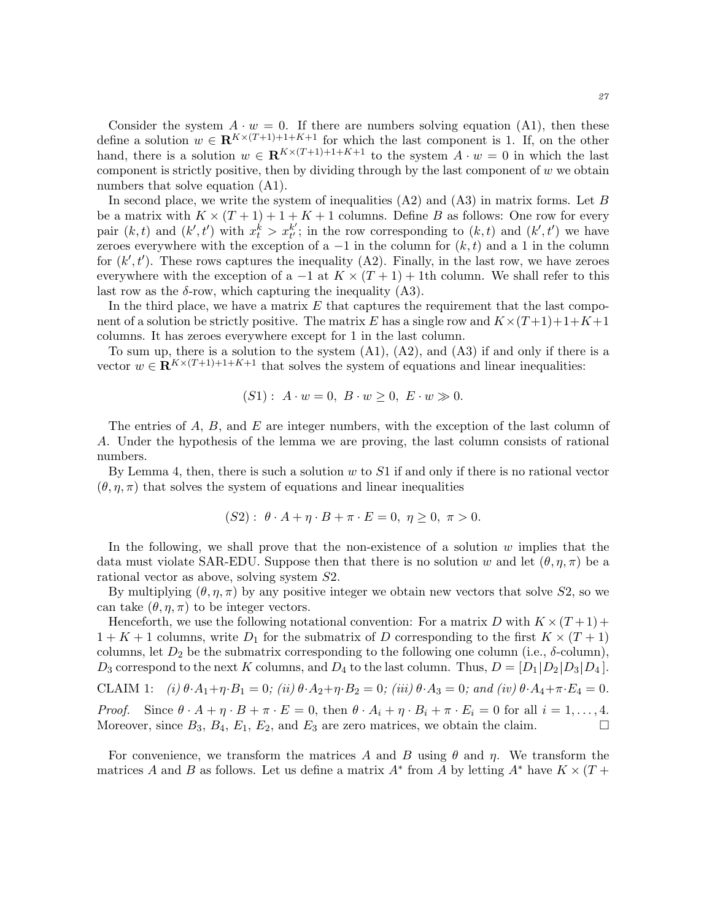Consider the system $A \cdot w = 0$. If there are numbers solving equation (A1), then these define a solution $w \in \mathbf{R}^{K\times(T+1)+1+K+1}$ for which the last component is 1. If, on the other hand, there is a solution $w \in \mathbf{R}^{K\times(T+1)+1+K+1}$ to the system $A \cdot w = 0$ in which the last component is strictly positive, then by dividing through by the last component of $w$ we obtain numbers that solve equation (A1).

In second place, we write the system of inequalities (A2) and (A3) in matrix forms. Let $B$ be a matrix with $K \times (T+1)+1+K+1$ columns. Define $B$ as follows: One row for every pair $(k,t)$ and $(k',t')$ with $x_t^k > x_{t'}^{k'}$; in the row corresponding to $(k,t)$ and $(k',t')$ we have zeroes everywhere with the exception of a $-1$ in the column for $(k,t)$ and a 1 in the column for $(k',t')$. These rows captures the inequality (A2). Finally, in the last row, we have zeroes everywhere with the exception of a $-1$ at $K \times (T+1)+1$th column. We shall refer to this last row as the $\delta$-row, which capturing the inequality (A3).

In the third place, we have a matrix $E$ that captures the requirement that the last component of a solution be strictly positive. The matrix $E$ has a single row and $K \times (T+1)+1+K+1$ columns. It has zeroes everywhere except for 1 in the last column.

To sum up, there is a solution to the system (A1), (A2), and (A3) if and only if there is a vector $w \in \mathbf{R}^{K\times(T+1)+1+K+1}$ that solves the system of equations and linear inequalities:

$$(S1): \; A \cdot w = 0, \; B \cdot w \geq 0, \; E \cdot w \gg 0.$$

The entries of $A$, $B$, and $E$ are integer numbers, with the exception of the last column of $A$. Under the hypothesis of the lemma we are proving, the last column consists of rational numbers.

By Lemma 4, then, there is such a solution $w$ to $S1$ if and only if there is no rational vector $(\theta, \eta, \pi)$ that solves the system of equations and linear inequalities

$$(S2): \; \theta \cdot A + \eta \cdot B + \pi \cdot E = 0, \; \eta \geq 0, \; \pi > 0.$$

In the following, we shall prove that the non-existence of a solution $w$ implies that the data must violate SAR-EDU. Suppose then that there is no solution $w$ and let $(\theta, \eta, \pi)$ be a rational vector as above, solving system $S2$.

By multiplying $(\theta, \eta, \pi)$ by any positive integer we obtain new vectors that solve $S2$, so we can take $(\theta, \eta, \pi)$ to be integer vectors.

Henceforth, we use the following notational convention: For a matrix $D$ with $K \times (T+1)+1+K+1$ columns, write $D_1$ for the submatrix of $D$ corresponding to the first $K \times (T+1)$ columns, let $D_2$ be the submatrix corresponding to the following one column (i.e., $\delta$-column), $D_3$ correspond to the next $K$ columns, and $D_4$ to the last column. Thus, $D = [D_1|D_2|D_3|D_4]$.

CLAIM 1: *(i)* $\theta \cdot A_1 + \eta \cdot B_1 = 0$; *(ii)* $\theta \cdot A_2 + \eta \cdot B_2 = 0$; *(iii)* $\theta \cdot A_3 = 0$; *and (iv)* $\theta \cdot A_4 + \pi \cdot E_4 = 0$.

*Proof.* Since $\theta \cdot A + \eta \cdot B + \pi \cdot E = 0$, then $\theta \cdot A_i + \eta \cdot B_i + \pi \cdot E_i = 0$ for all $i = 1, \ldots, 4$. Moreover, since $B_3$, $B_4$, $E_1$, $E_2$, and $E_3$ are zero matrices, we obtain the claim. $\square$

For convenience, we transform the matrices $A$ and $B$ using $\theta$ and $\eta$. We transform the matrices $A$ and $B$ as follows. Let us define a matrix $A^*$ from $A$ by letting $A^*$ have $K \times (T+$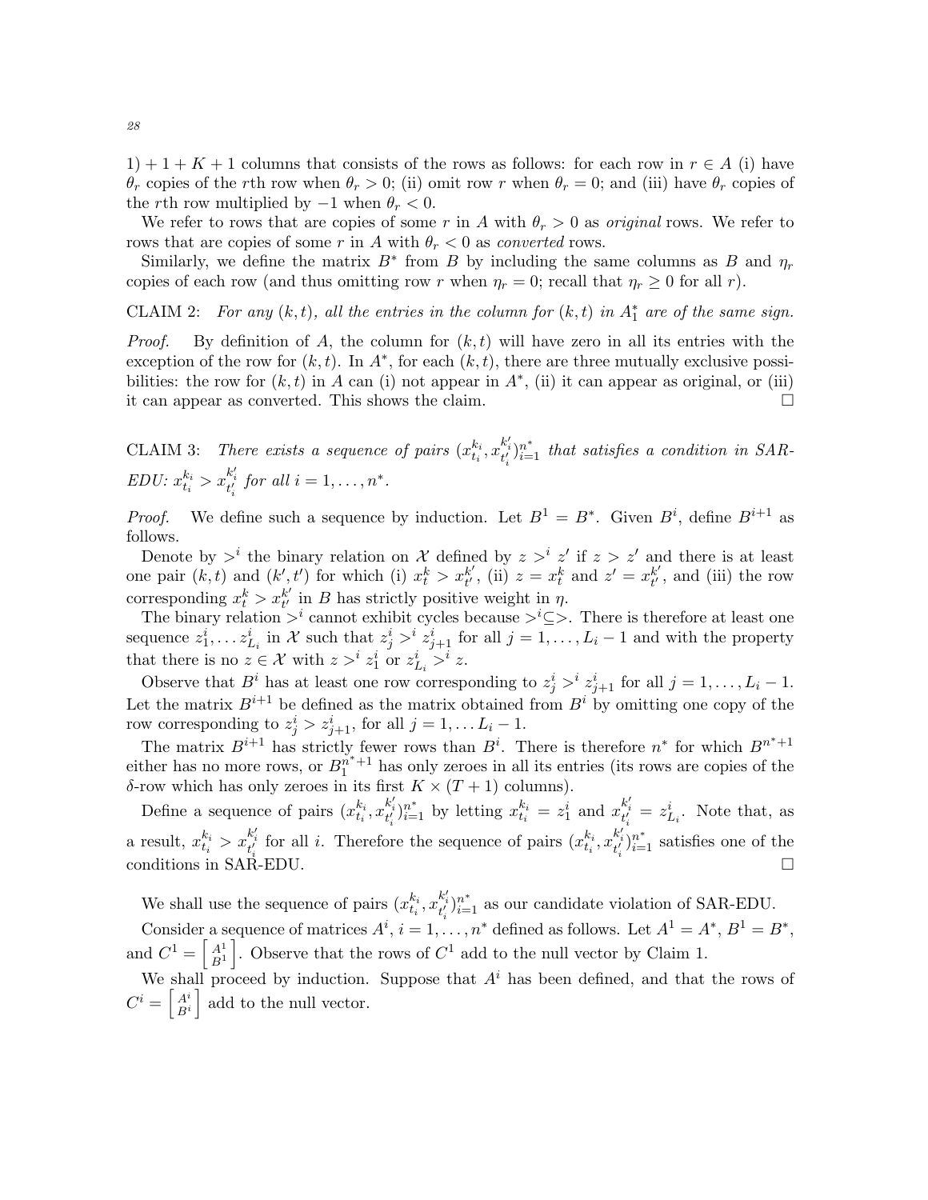1) + 1 + K + 1 columns that consists of the rows as follows: for each row in $r \in A$ (i) have $\theta_r$ copies of the $r$th row when $\theta_r > 0$; (ii) omit row $r$ when $\theta_r = 0$; and (iii) have $\theta_r$ copies of the $r$th row multiplied by $-1$ when $\theta_r < 0$.

We refer to rows that are copies of some $r$ in $A$ with $\theta_r > 0$ as *original* rows. We refer to rows that are copies of some $r$ in $A$ with $\theta_r < 0$ as *converted* rows.

Similarly, we define the matrix $B^*$ from $B$ by including the same columns as $B$ and $\eta_r$ copies of each row (and thus omitting row $r$ when $\eta_r = 0$; recall that $\eta_r \geq 0$ for all $r$).

CLAIM 2: *For any $(k,t)$, all the entries in the column for $(k,t)$ in $A_1^*$ are of the same sign.*

*Proof.* By definition of $A$, the column for $(k,t)$ will have zero in all its entries with the exception of the row for $(k,t)$. In $A^*$, for each $(k,t)$, there are three mutually exclusive possibilities: the row for $(k,t)$ in $A$ can (i) not appear in $A^*$, (ii) it can appear as original, or (iii) it can appear as converted. This shows the claim. □

CLAIM 3: *There exists a sequence of pairs $(x_{t_i}^{k_i}, x_{t_i'}^{k_i'})_{i=1}^{n^*}$ that satisfies a condition in SAR-EDU: $x_{t_i}^{k_i} > x_{t_i'}^{k_i'}$ for all $i = 1, \ldots, n^*$.*

*Proof.* We define such a sequence by induction. Let $B^1 = B^*$. Given $B^i$, define $B^{i+1}$ as follows.

Denote by $>^i$ the binary relation on $\mathcal{X}$ defined by $z >^i z'$ if $z > z'$ and there is at least one pair $(k,t)$ and $(k',t')$ for which (i) $x_t^k > x_{t'}^{k'}$, (ii) $z = x_t^k$ and $z' = x_{t'}^{k'}$, and (iii) the row corresponding $x_t^k > x_{t'}^{k'}$ in $B$ has strictly positive weight in $\eta$.

The binary relation $>^i$ cannot exhibit cycles because $>^i \subseteq >$. There is therefore at least one sequence $z_1^i, \ldots z_{L_i}^i$ in $\mathcal{X}$ such that $z_j^i >^i z_{j+1}^i$ for all $j = 1, \ldots, L_i - 1$ and with the property that there is no $z \in \mathcal{X}$ with $z >^i z_1^i$ or $z_{L_i}^i >^i z$.

Observe that $B^i$ has at least one row corresponding to $z_j^i >^i z_{j+1}^i$ for all $j = 1, \ldots, L_i - 1$. Let the matrix $B^{i+1}$ be defined as the matrix obtained from $B^i$ by omitting one copy of the row corresponding to $z_j^i > z_{j+1}^i$, for all $j = 1, \ldots L_i - 1$.

The matrix $B^{i+1}$ has strictly fewer rows than $B^i$. There is therefore $n^*$ for which $B^{n^*+1}$ either has no more rows, or $B_1^{n^*+1}$ has only zeroes in all its entries (its rows are copies of the $\delta$-row which has only zeroes in its first $K \times (T+1)$ columns).

Define a sequence of pairs $(x_{t_i}^{k_i}, x_{t_i'}^{k_i'})_{i=1}^{n^*}$ by letting $x_{t_i}^{k_i} = z_1^i$ and $x_{t_i'}^{k_i'} = z_{L_i}^i$. Note that, as a result, $x_{t_i}^{k_i} > x_{t_i'}^{k_i'}$ for all $i$. Therefore the sequence of pairs $(x_{t_i}^{k_i}, x_{t_i'}^{k_i'})_{i=1}^{n^*}$ satisfies one of the conditions in SAR-EDU. □

We shall use the sequence of pairs $(x_{t_i}^{k_i}, x_{t_i'}^{k_i'})_{i=1}^{n^*}$ as our candidate violation of SAR-EDU.

Consider a sequence of matrices $A^i$, $i = 1, \ldots, n^*$ defined as follows. Let $A^1 = A^*$, $B^1 = B^*$, and $C^1 = \begin{bmatrix} A^1 \\ B^1 \end{bmatrix}$. Observe that the rows of $C^1$ add to the null vector by Claim 1.

We shall proceed by induction. Suppose that $A^i$ has been defined, and that the rows of $C^i = \begin{bmatrix} A^i \\ B^i \end{bmatrix}$ add to the null vector.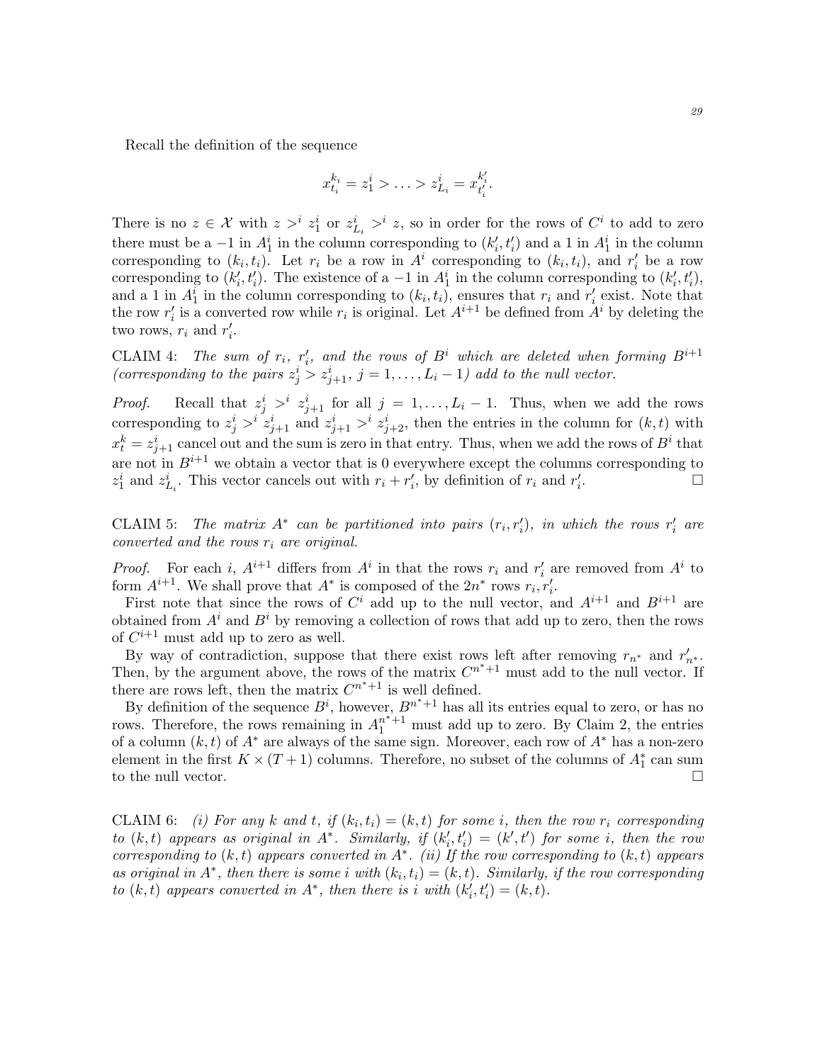Recall the definition of the sequence

$$x^{k_i}_{t_i} = z^i_1 > \ldots > z^i_{L_i} = x^{k'_i}_{t'_i}.$$

There is no $z \in \mathcal{X}$ with $z >^i z^i_1$ or $z^i_{L_i} >^i z$, so in order for the rows of $C^i$ to add to zero there must be a $-1$ in $A^i_1$ in the column corresponding to $(k'_i, t'_i)$ and a 1 in $A^i_1$ in the column corresponding to $(k_i, t_i)$. Let $r_i$ be a row in $A^i$ corresponding to $(k_i, t_i)$, and $r'_i$ be a row corresponding to $(k'_i, t'_i)$. The existence of a $-1$ in $A^i_1$ in the column corresponding to $(k'_i, t'_i)$, and a 1 in $A^i_1$ in the column corresponding to $(k_i, t_i)$, ensures that $r_i$ and $r'_i$ exist. Note that the row $r'_i$ is a converted row while $r_i$ is original. Let $A^{i+1}$ be defined from $A^i$ by deleting the two rows, $r_i$ and $r'_i$.

CLAIM 4: *The sum of $r_i$, $r'_i$, and the rows of $B^i$ which are deleted when forming $B^{i+1}$ (corresponding to the pairs $z^i_j > z^i_{j+1}$, $j = 1, \ldots, L_i - 1$) add to the null vector.*

*Proof.* Recall that $z^i_j >^i z^i_{j+1}$ for all $j = 1, \ldots, L_i - 1$. Thus, when we add the rows corresponding to $z^i_j >^i z^i_{j+1}$ and $z^i_{j+1} >^i z^i_{j+2}$, then the entries in the column for $(k, t)$ with $x^k_t = z^i_{j+1}$ cancel out and the sum is zero in that entry. Thus, when we add the rows of $B^i$ that are not in $B^{i+1}$ we obtain a vector that is 0 everywhere except the columns corresponding to $z^i_1$ and $z^i_{L_i}$. This vector cancels out with $r_i + r'_i$, by definition of $r_i$ and $r'_i$. $\square$

CLAIM 5: *The matrix $A^*$ can be partitioned into pairs $(r_i, r'_i)$, in which the rows $r'_i$ are converted and the rows $r_i$ are original.*

*Proof.* For each $i$, $A^{i+1}$ differs from $A^i$ in that the rows $r_i$ and $r'_i$ are removed from $A^i$ to form $A^{i+1}$. We shall prove that $A^*$ is composed of the $2n^*$ rows $r_i, r'_i$.

First note that since the rows of $C^i$ add up to the null vector, and $A^{i+1}$ and $B^{i+1}$ are obtained from $A^i$ and $B^i$ by removing a collection of rows that add up to zero, then the rows of $C^{i+1}$ must add up to zero as well.

By way of contradiction, suppose that there exist rows left after removing $r_{n^*}$ and $r'_{n^*}$. Then, by the argument above, the rows of the matrix $C^{n^*+1}$ must add to the null vector. If there are rows left, then the matrix $C^{n^*+1}$ is well defined.

By definition of the sequence $B^i$, however, $B^{n^*+1}$ has all its entries equal to zero, or has no rows. Therefore, the rows remaining in $A^{n^*+1}_1$ must add up to zero. By Claim 2, the entries of a column $(k, t)$ of $A^*$ are always of the same sign. Moreover, each row of $A^*$ has a non-zero element in the first $K \times (T + 1)$ columns. Therefore, no subset of the columns of $A^*_1$ can sum to the null vector. $\square$

CLAIM 6: *(i) For any $k$ and $t$, if $(k_i, t_i) = (k, t)$ for some $i$, then the row $r_i$ corresponding to $(k, t)$ appears as original in $A^*$. Similarly, if $(k'_i, t'_i) = (k', t')$ for some $i$, then the row corresponding to $(k, t)$ appears converted in $A^*$. (ii) If the row corresponding to $(k, t)$ appears as original in $A^*$, then there is some $i$ with $(k_i, t_i) = (k, t)$. Similarly, if the row corresponding to $(k, t)$ appears converted in $A^*$, then there is $i$ with $(k'_i, t'_i) = (k, t)$.*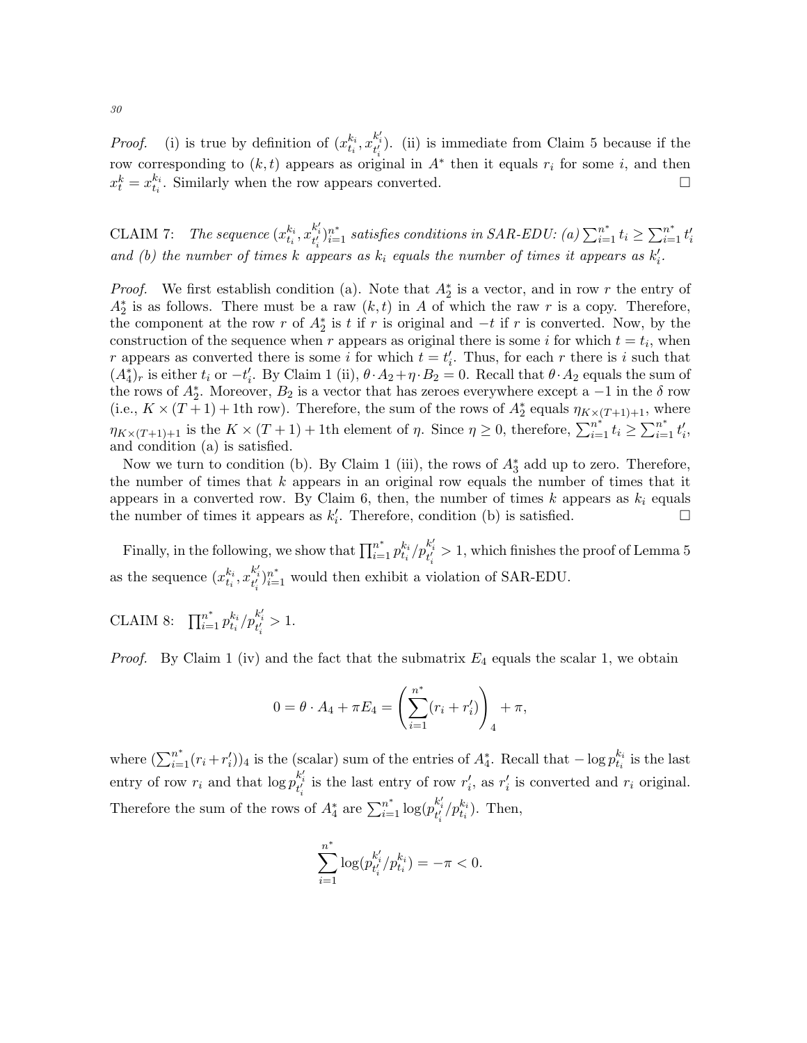*Proof.* (i) is true by definition of $(x^{k_i}_{t_i}, x^{k'_i}_{t'_i})$. (ii) is immediate from Claim 5 because if the row corresponding to $(k,t)$ appears as original in $A^*$ then it equals $r_i$ for some $i$, and then $x^k_t = x^{k_i}_{t_i}$. Similarly when the row appears converted. □

CLAIM 7: *The sequence $(x^{k_i}_{t_i}, x^{k'_i}_{t'_i})^{n^*}_{i=1}$ satisfies conditions in SAR-EDU: (a) $\sum^{n^*}_{i=1} t_i \geq \sum^{n^*}_{i=1} t'_i$ and (b) the number of times $k$ appears as $k_i$ equals the number of times it appears as $k'_i$.*

*Proof.* We first establish condition (a). Note that $A^*_2$ is a vector, and in row $r$ the entry of $A^*_2$ is as follows. There must be a raw $(k,t)$ in $A$ of which the raw $r$ is a copy. Therefore, the component at the row $r$ of $A^*_2$ is $t$ if $r$ is original and $-t$ if $r$ is converted. Now, by the construction of the sequence when $r$ appears as original there is some $i$ for which $t = t_i$, when $r$ appears as converted there is some $i$ for which $t = t'_i$. Thus, for each $r$ there is $i$ such that $(A^*_4)_r$ is either $t_i$ or $-t'_i$. By Claim 1 (ii), $\theta \cdot A_2 + \eta \cdot B_2 = 0$. Recall that $\theta \cdot A_2$ equals the sum of the rows of $A^*_2$. Moreover, $B_2$ is a vector that has zeroes everywhere except a $-1$ in the $\delta$ row (i.e., $K \times (T+1) + 1$th row). Therefore, the sum of the rows of $A^*_2$ equals $\eta_{K\times(T+1)+1}$, where $\eta_{K\times(T+1)+1}$ is the $K \times (T+1) + 1$th element of $\eta$. Since $\eta \geq 0$, therefore, $\sum^{n^*}_{i=1} t_i \geq \sum^{n^*}_{i=1} t'_i$, and condition (a) is satisfied.

Now we turn to condition (b). By Claim 1 (iii), the rows of $A^*_3$ add up to zero. Therefore, the number of times that $k$ appears in an original row equals the number of times that it appears in a converted row. By Claim 6, then, the number of times $k$ appears as $k_i$ equals the number of times it appears as $k'_i$. Therefore, condition (b) is satisfied. □

Finally, in the following, we show that $\prod^{n^*}_{i=1} p^{k_i}_{t_i}/p^{k'_i}_{t'_i} > 1$, which finishes the proof of Lemma 5 as the sequence $(x^{k_i}_{t_i}, x^{k'_i}_{t'_i})^{n^*}_{i=1}$ would then exhibit a violation of SAR-EDU.

CLAIM 8: $\prod^{n^*}_{i=1} p^{k_i}_{t_i}/p^{k'_i}_{t'_i} > 1$.

*Proof.* By Claim 1 (iv) and the fact that the submatrix $E_4$ equals the scalar 1, we obtain

$$0 = \theta \cdot A_4 + \pi E_4 = \left( \sum^{n^*}_{i=1} (r_i + r'_i) \right)_4 + \pi,$$

where $(\sum^{n^*}_{i=1}(r_i + r'_i))_4$ is the (scalar) sum of the entries of $A^*_4$. Recall that $-\log p^{k_i}_{t_i}$ is the last entry of row $r_i$ and that $\log p^{k'_i}_{t'_i}$ is the last entry of row $r'_i$, as $r'_i$ is converted and $r_i$ original. Therefore the sum of the rows of $A^*_4$ are $\sum^{n^*}_{i=1} \log(p^{k'_i}_{t'_i}/p^{k_i}_{t_i})$. Then,

$$\sum^{n^*}_{i=1} \log(p^{k'_i}_{t'_i}/p^{k_i}_{t_i}) = -\pi < 0.$$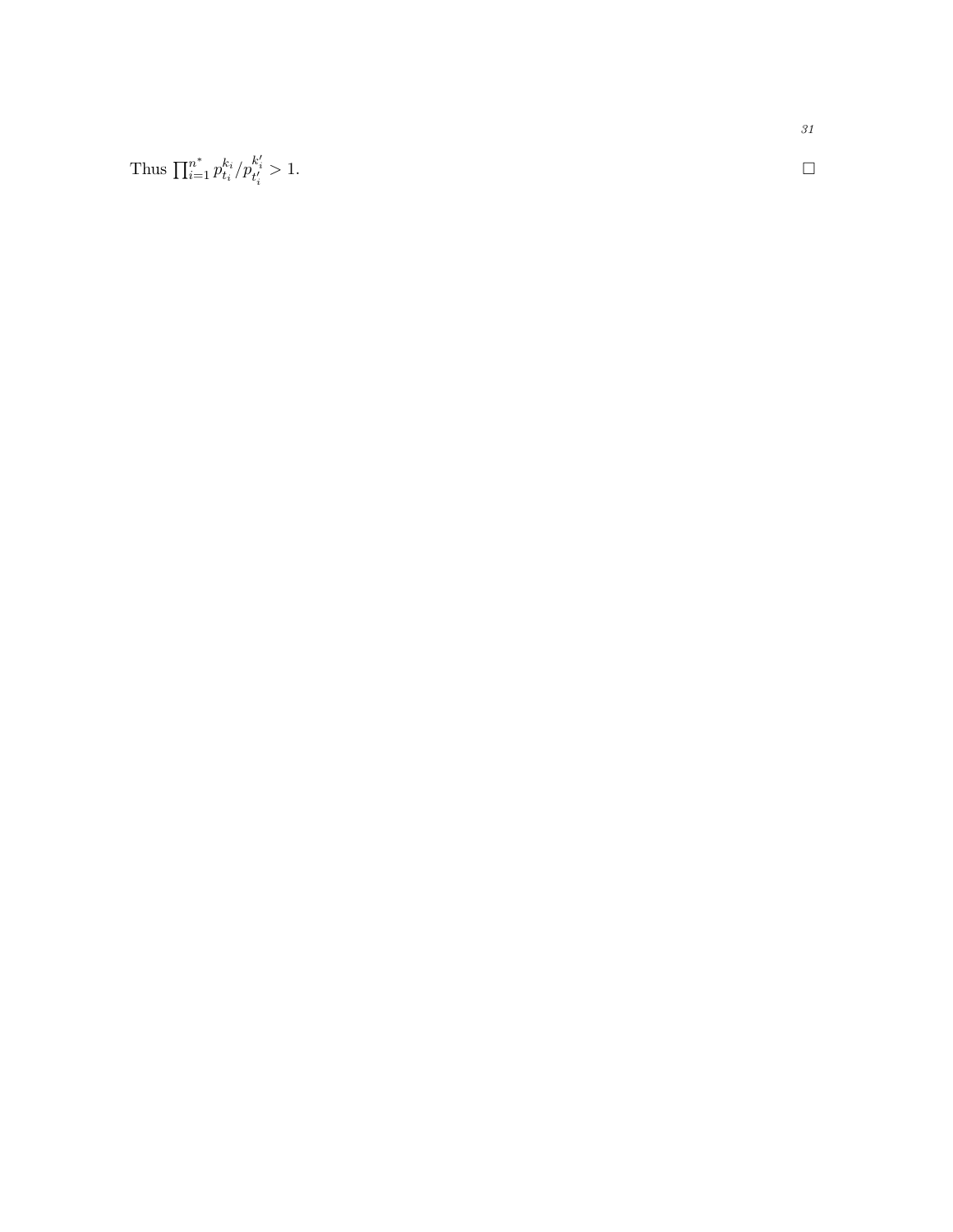Thus $\prod_{i=1}^{n^*} p_{t_i}^{k_i} / p_{t'_i}^{k'_i} > 1$. $\square$